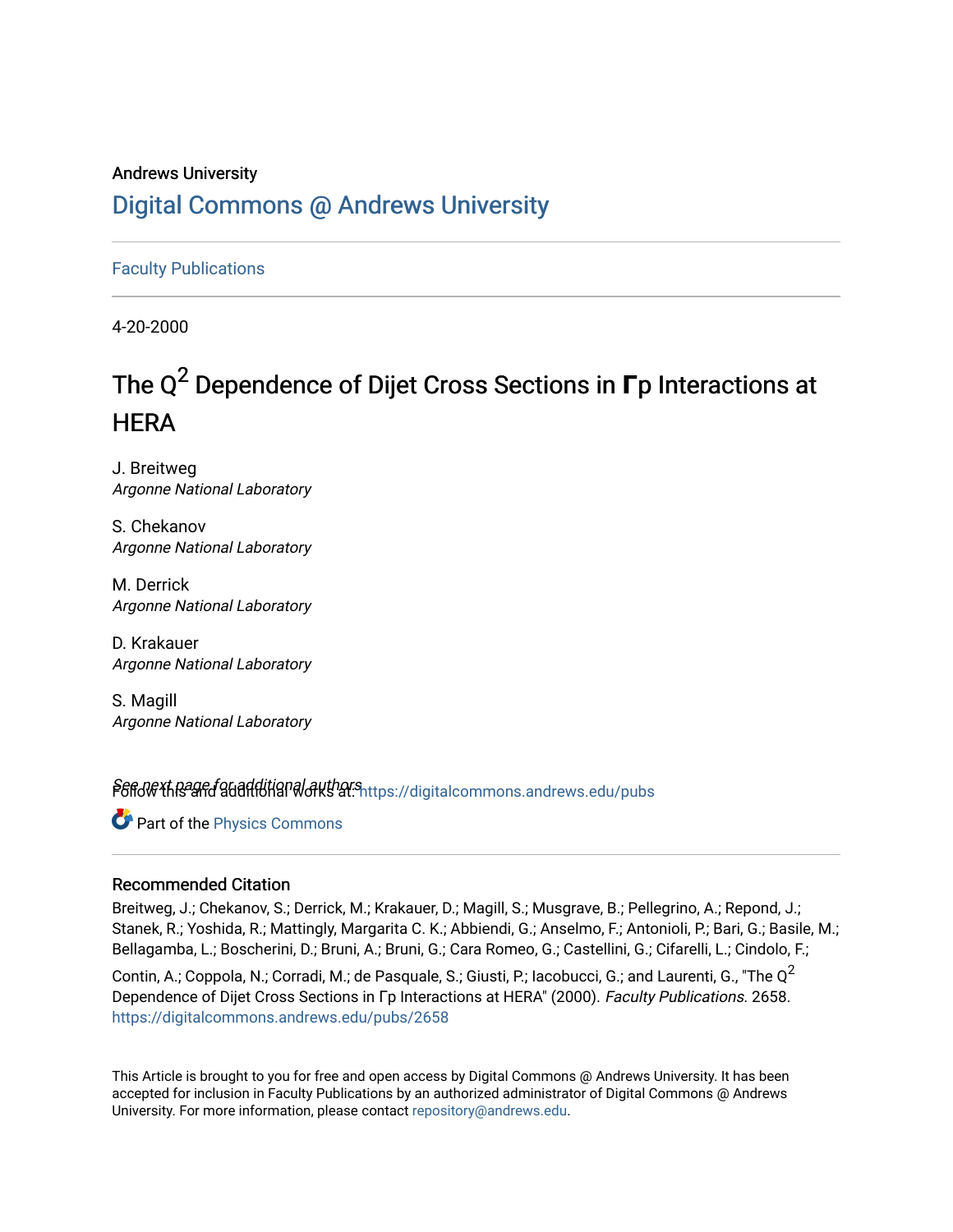Andrews University

# Digital Commons @ Andrews University

Faculty Publications

4-20-2000

# The $Q^2$ Dependence of Dijet Cross Sections in Γp Interactions at HERA

J. Breitweg
*Argonne National Laboratory*

S. Chekanov
*Argonne National Laboratory*

M. Derrick
*Argonne National Laboratory*

D. Krakauer
*Argonne National Laboratory*

S. Magill
*Argonne National Laboratory*

*See next page for additional authors*

Follow this and additional works at: https://digitalcommons.andrews.edu/pubs

Part of the Physics Commons

## Recommended Citation

Breitweg, J.; Chekanov, S.; Derrick, M.; Krakauer, D.; Magill, S.; Musgrave, B.; Pellegrino, A.; Repond, J.; Stanek, R.; Yoshida, R.; Mattingly, Margarita C. K.; Abbiendi, G.; Anselmo, F.; Antonioli, P.; Bari, G.; Basile, M.; Bellagamba, L.; Boscherini, D.; Bruni, A.; Bruni, G.; Cara Romeo, G.; Castellini, G.; Cifarelli, L.; Cindolo, F.; Contin, A.; Coppola, N.; Corradi, M.; de Pasquale, S.; Giusti, P.; Iacobucci, G.; and Laurenti, G., "The $Q^2$ Dependence of Dijet Cross Sections in Γp Interactions at HERA" (2000). *Faculty Publications*. 2658.
https://digitalcommons.andrews.edu/pubs/2658

This Article is brought to you for free and open access by Digital Commons @ Andrews University. It has been accepted for inclusion in Faculty Publications by an authorized administrator of Digital Commons @ Andrews University. For more information, please contact repository@andrews.edu.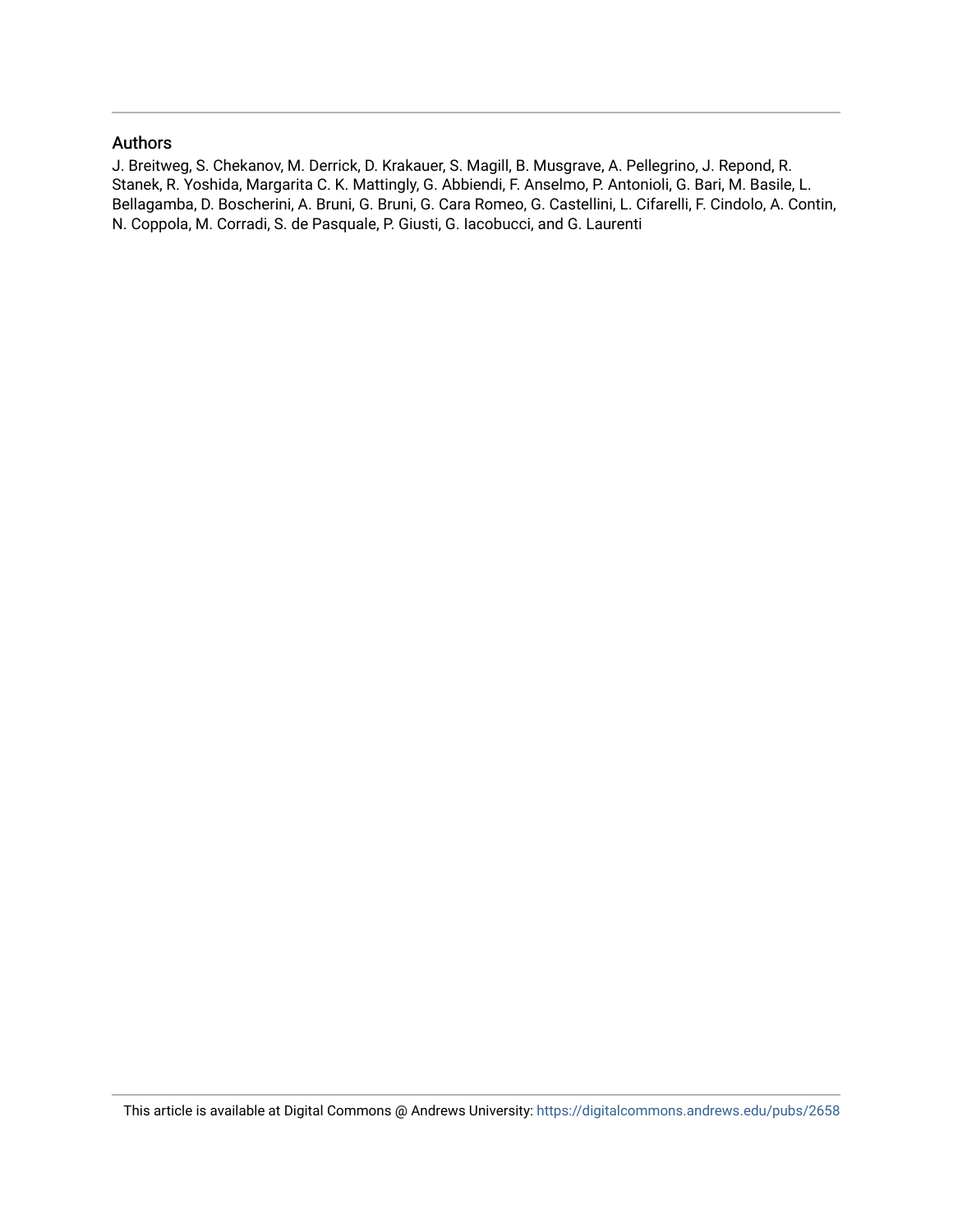## Authors

J. Breitweg, S. Chekanov, M. Derrick, D. Krakauer, S. Magill, B. Musgrave, A. Pellegrino, J. Repond, R. Stanek, R. Yoshida, Margarita C. K. Mattingly, G. Abbiendi, F. Anselmo, P. Antonioli, G. Bari, M. Basile, L. Bellagamba, D. Boscherini, A. Bruni, G. Bruni, G. Cara Romeo, G. Castellini, L. Cifarelli, F. Cindolo, A. Contin, N. Coppola, M. Corradi, S. de Pasquale, P. Giusti, G. Iacobucci, and G. Laurenti

This article is available at Digital Commons @ Andrews University: https://digitalcommons.andrews.edu/pubs/2658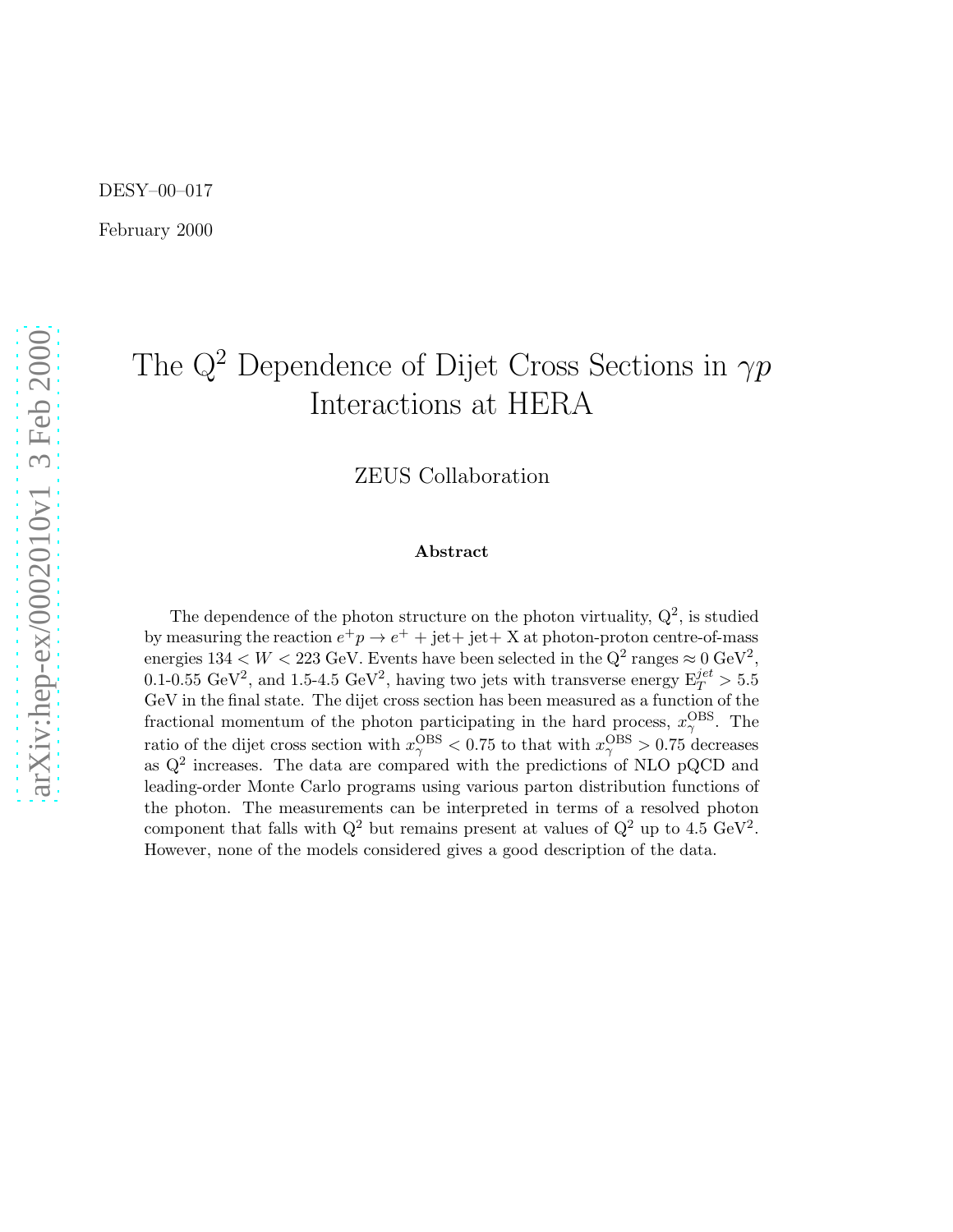DESY–00–017

February 2000

# The $Q^2$ Dependence of Dijet Cross Sections in $\gamma p$ Interactions at HERA

ZEUS Collaboration

### Abstract

The dependence of the photon structure on the photon virtuality, $Q^2$, is studied by measuring the reaction $e^+p \to e^+ + \text{jet} + \text{jet} + \text{X}$ at photon-proton centre-of-mass energies $134 < W < 223$ GeV. Events have been selected in the $Q^2$ ranges $\approx 0$ GeV$^2$, 0.1-0.55 GeV$^2$, and 1.5-4.5 GeV$^2$, having two jets with transverse energy $E_T^{jet} > 5.5$ GeV in the final state. The dijet cross section has been measured as a function of the fractional momentum of the photon participating in the hard process, $x_\gamma^{\rm OBS}$. The ratio of the dijet cross section with $x_\gamma^{\rm OBS} < 0.75$ to that with $x_\gamma^{\rm OBS} > 0.75$ decreases as $Q^2$ increases. The data are compared with the predictions of NLO pQCD and leading-order Monte Carlo programs using various parton distribution functions of the photon. The measurements can be interpreted in terms of a resolved photon component that falls with $Q^2$ but remains present at values of $Q^2$ up to 4.5 GeV$^2$. However, none of the models considered gives a good description of the data.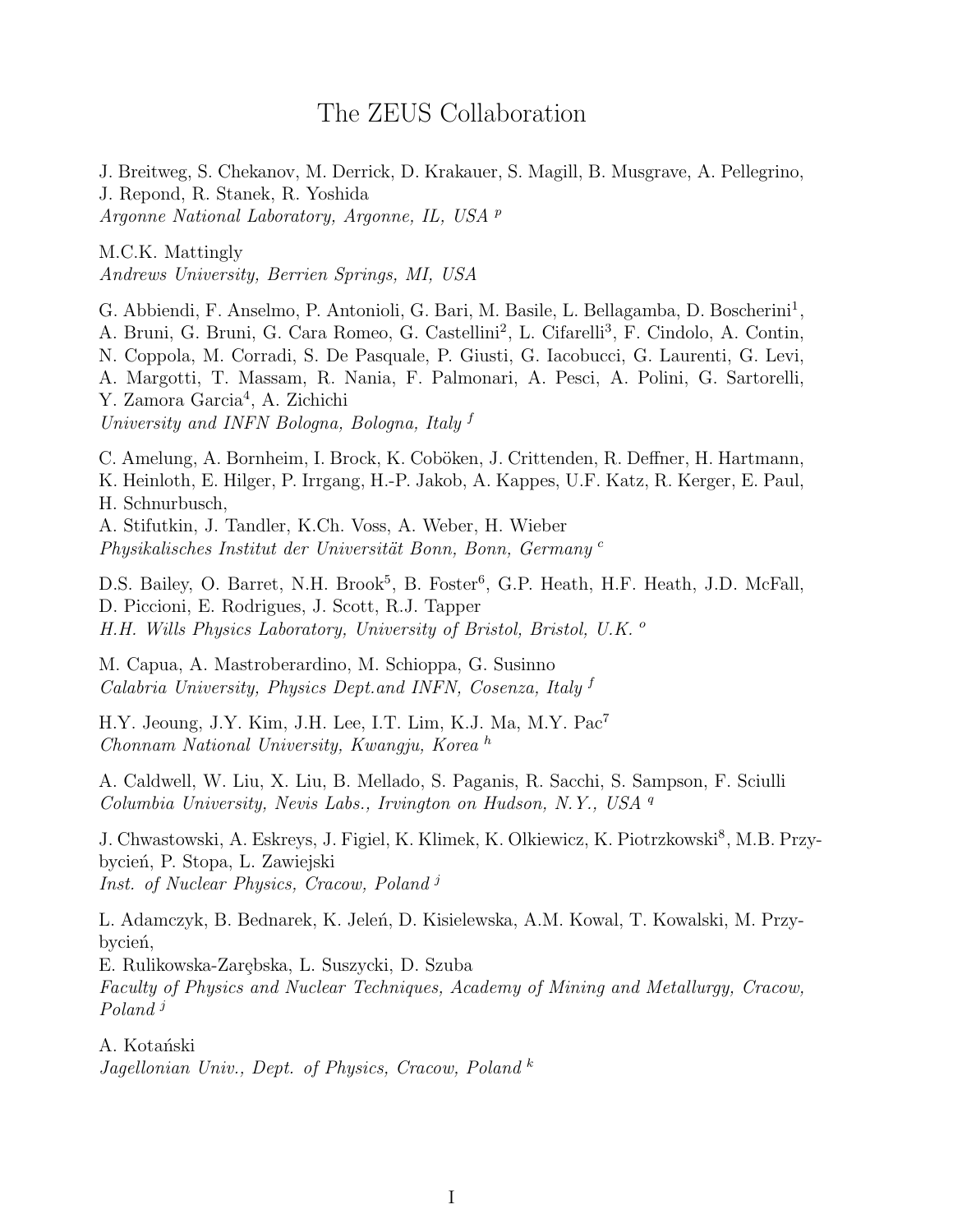# The ZEUS Collaboration

J. Breitweg, S. Chekanov, M. Derrick, D. Krakauer, S. Magill, B. Musgrave, A. Pellegrino, J. Repond, R. Stanek, R. Yoshida
*Argonne National Laboratory, Argonne, IL, USA* [p]

M.C.K. Mattingly
*Andrews University, Berrien Springs, MI, USA*

G. Abbiendi, F. Anselmo, P. Antonioli, G. Bari, M. Basile, L. Bellagamba, D. Boscherini[1], A. Bruni, G. Bruni, G. Cara Romeo, G. Castellini[2], L. Cifarelli[3], F. Cindolo, A. Contin, N. Coppola, M. Corradi, S. De Pasquale, P. Giusti, G. Iacobucci, G. Laurenti, G. Levi, A. Margotti, T. Massam, R. Nania, F. Palmonari, A. Pesci, A. Polini, G. Sartorelli, Y. Zamora Garcia[4], A. Zichichi
*University and INFN Bologna, Bologna, Italy* [f]

C. Amelung, A. Bornheim, I. Brock, K. Coböken, J. Crittenden, R. Deffner, H. Hartmann, K. Heinloth, E. Hilger, P. Irrgang, H.-P. Jakob, A. Kappes, U.F. Katz, R. Kerger, E. Paul, H. Schnurbusch,
A. Stifutkin, J. Tandler, K.Ch. Voss, A. Weber, H. Wieber
*Physikalisches Institut der Universität Bonn, Bonn, Germany* [c]

D.S. Bailey, O. Barret, N.H. Brook[5], B. Foster[6], G.P. Heath, H.F. Heath, J.D. McFall, D. Piccioni, E. Rodrigues, J. Scott, R.J. Tapper
*H.H. Wills Physics Laboratory, University of Bristol, Bristol, U.K.* [o]

M. Capua, A. Mastroberardino, M. Schioppa, G. Susinno
*Calabria University, Physics Dept.and INFN, Cosenza, Italy* [f]

H.Y. Jeoung, J.Y. Kim, J.H. Lee, I.T. Lim, K.J. Ma, M.Y. Pac[7]
*Chonnam National University, Kwangju, Korea* [h]

A. Caldwell, W. Liu, X. Liu, B. Mellado, S. Paganis, R. Sacchi, S. Sampson, F. Sciulli
*Columbia University, Nevis Labs., Irvington on Hudson, N.Y., USA* [q]

J. Chwastowski, A. Eskreys, J. Figiel, K. Klimek, K. Olkiewicz, K. Piotrzkowski[8], M.B. Przybycień, P. Stopa, L. Zawiejski
*Inst. of Nuclear Physics, Cracow, Poland* [j]

L. Adamczyk, B. Bednarek, K. Jeleń, D. Kisielewska, A.M. Kowal, T. Kowalski, M. Przybycień,
E. Rulikowska-Zarębska, L. Suszycki, D. Szuba
*Faculty of Physics and Nuclear Techniques, Academy of Mining and Metallurgy, Cracow, Poland* [j]

A. Kotański
*Jagellonian Univ., Dept. of Physics, Cracow, Poland* [k]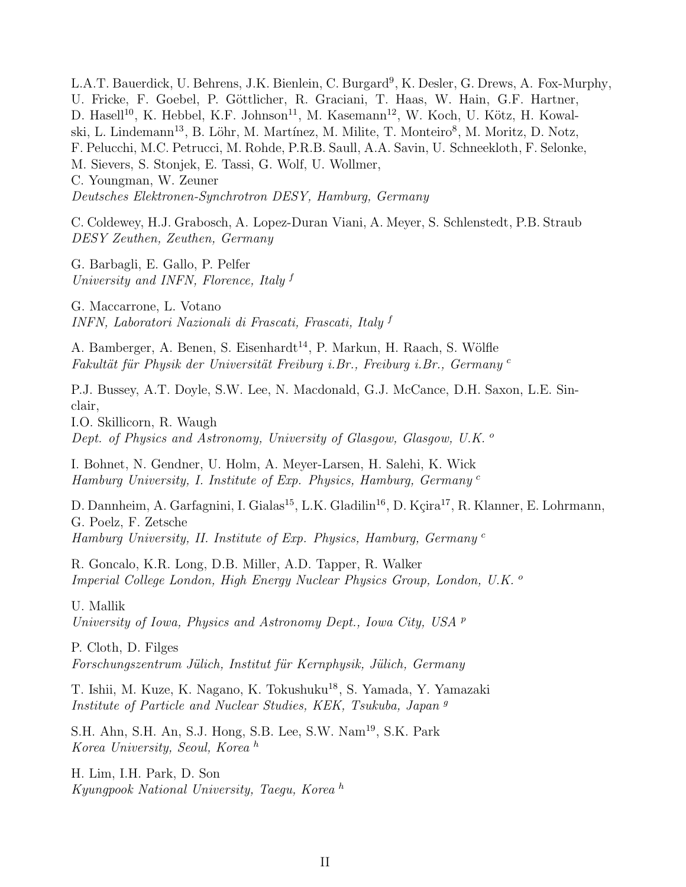L.A.T. Bauerdick, U. Behrens, J.K. Bienlein, C. Burgard[9], K. Desler, G. Drews, A. Fox-Murphy, U. Fricke, F. Goebel, P. Göttlicher, R. Graciani, T. Haas, W. Hain, G.F. Hartner, D. Hasell[10], K. Hebbel, K.F. Johnson[11], M. Kasemann[12], W. Koch, U. Kötz, H. Kowalski, L. Lindemann[13], B. Löhr, M. Martínez, M. Milite, T. Monteiro[8], M. Moritz, D. Notz, F. Pelucchi, M.C. Petrucci, M. Rohde, P.R.B. Saull, A.A. Savin, U. Schneekloth, F. Selonke, M. Sievers, S. Stonjek, E. Tassi, G. Wolf, U. Wollmer, C. Youngman, W. Zeuner
*Deutsches Elektronen-Synchrotron DESY, Hamburg, Germany*

C. Coldewey, H.J. Grabosch, A. Lopez-Duran Viani, A. Meyer, S. Schlenstedt, P.B. Straub
*DESY Zeuthen, Zeuthen, Germany*

G. Barbagli, E. Gallo, P. Pelfer
*University and INFN, Florence, Italy* [f]

G. Maccarrone, L. Votano
*INFN, Laboratori Nazionali di Frascati, Frascati, Italy* [f]

A. Bamberger, A. Benen, S. Eisenhardt[14], P. Markun, H. Raach, S. Wölfle
*Fakultät für Physik der Universität Freiburg i.Br., Freiburg i.Br., Germany* [c]

P.J. Bussey, A.T. Doyle, S.W. Lee, N. Macdonald, G.J. McCance, D.H. Saxon, L.E. Sinclair, I.O. Skillicorn, R. Waugh
*Dept. of Physics and Astronomy, University of Glasgow, Glasgow, U.K.* [o]

I. Bohnet, N. Gendner, U. Holm, A. Meyer-Larsen, H. Salehi, K. Wick
*Hamburg University, I. Institute of Exp. Physics, Hamburg, Germany* [c]

D. Dannheim, A. Garfagnini, I. Gialas[15], L.K. Gladilin[16], D. Kçira[17], R. Klanner, E. Lohrmann, G. Poelz, F. Zetsche
*Hamburg University, II. Institute of Exp. Physics, Hamburg, Germany* [c]

R. Goncalo, K.R. Long, D.B. Miller, A.D. Tapper, R. Walker
*Imperial College London, High Energy Nuclear Physics Group, London, U.K.* [o]

U. Mallik
*University of Iowa, Physics and Astronomy Dept., Iowa City, USA* [p]

P. Cloth, D. Filges
*Forschungszentrum Jülich, Institut für Kernphysik, Jülich, Germany*

T. Ishii, M. Kuze, K. Nagano, K. Tokushuku[18], S. Yamada, Y. Yamazaki
*Institute of Particle and Nuclear Studies, KEK, Tsukuba, Japan* [g]

S.H. Ahn, S.H. An, S.J. Hong, S.B. Lee, S.W. Nam[19], S.K. Park
*Korea University, Seoul, Korea* [h]

H. Lim, I.H. Park, D. Son
*Kyungpook National University, Taegu, Korea* [h]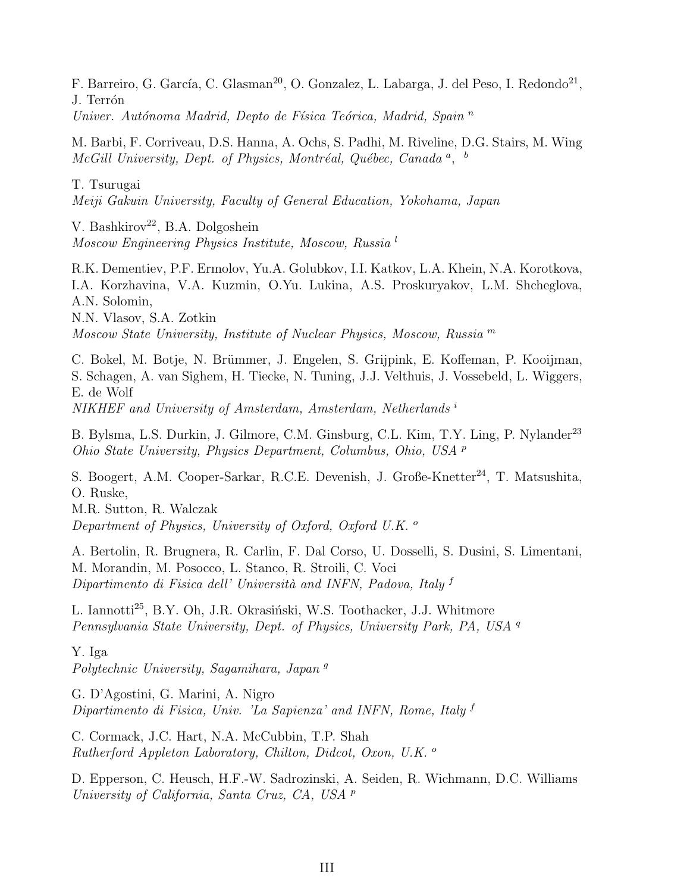F. Barreiro, G. García, C. Glasman[20], O. Gonzalez, L. Labarga, J. del Peso, I. Redondo[21], J. Terrón
*Univer. Autónoma Madrid, Depto de Física Teórica, Madrid, Spain* [n]

M. Barbi, F. Corriveau, D.S. Hanna, A. Ochs, S. Padhi, M. Riveline, D.G. Stairs, M. Wing
*McGill University, Dept. of Physics, Montréal, Québec, Canada* [a], [b]

T. Tsurugai
*Meiji Gakuin University, Faculty of General Education, Yokohama, Japan*

V. Bashkirov[22], B.A. Dolgoshein
*Moscow Engineering Physics Institute, Moscow, Russia* [l]

R.K. Dementiev, P.F. Ermolov, Yu.A. Golubkov, I.I. Katkov, L.A. Khein, N.A. Korotkova, I.A. Korzhavina, V.A. Kuzmin, O.Yu. Lukina, A.S. Proskuryakov, L.M. Shcheglova, A.N. Solomin,
N.N. Vlasov, S.A. Zotkin
*Moscow State University, Institute of Nuclear Physics, Moscow, Russia* [m]

C. Bokel, M. Botje, N. Brümmer, J. Engelen, S. Grijpink, E. Koffeman, P. Kooijman, S. Schagen, A. van Sighem, H. Tiecke, N. Tuning, J.J. Velthuis, J. Vossebeld, L. Wiggers, E. de Wolf
*NIKHEF and University of Amsterdam, Amsterdam, Netherlands* [i]

B. Bylsma, L.S. Durkin, J. Gilmore, C.M. Ginsburg, C.L. Kim, T.Y. Ling, P. Nylander[23]
*Ohio State University, Physics Department, Columbus, Ohio, USA* [p]

S. Boogert, A.M. Cooper-Sarkar, R.C.E. Devenish, J. Große-Knetter[24], T. Matsushita, O. Ruske,
M.R. Sutton, R. Walczak
*Department of Physics, University of Oxford, Oxford U.K.* [o]

A. Bertolin, R. Brugnera, R. Carlin, F. Dal Corso, U. Dosselli, S. Dusini, S. Limentani, M. Morandin, M. Posocco, L. Stanco, R. Stroili, C. Voci
*Dipartimento di Fisica dell' Università and INFN, Padova, Italy* [f]

L. Iannotti[25], B.Y. Oh, J.R. Okrasiński, W.S. Toothacker, J.J. Whitmore
*Pennsylvania State University, Dept. of Physics, University Park, PA, USA* [q]

Y. Iga
*Polytechnic University, Sagamihara, Japan* [g]

G. D'Agostini, G. Marini, A. Nigro
*Dipartimento di Fisica, Univ. 'La Sapienza' and INFN, Rome, Italy* [f]

C. Cormack, J.C. Hart, N.A. McCubbin, T.P. Shah
*Rutherford Appleton Laboratory, Chilton, Didcot, Oxon, U.K.* [o]

D. Epperson, C. Heusch, H.F.-W. Sadrozinski, A. Seiden, R. Wichmann, D.C. Williams
*University of California, Santa Cruz, CA, USA* [p]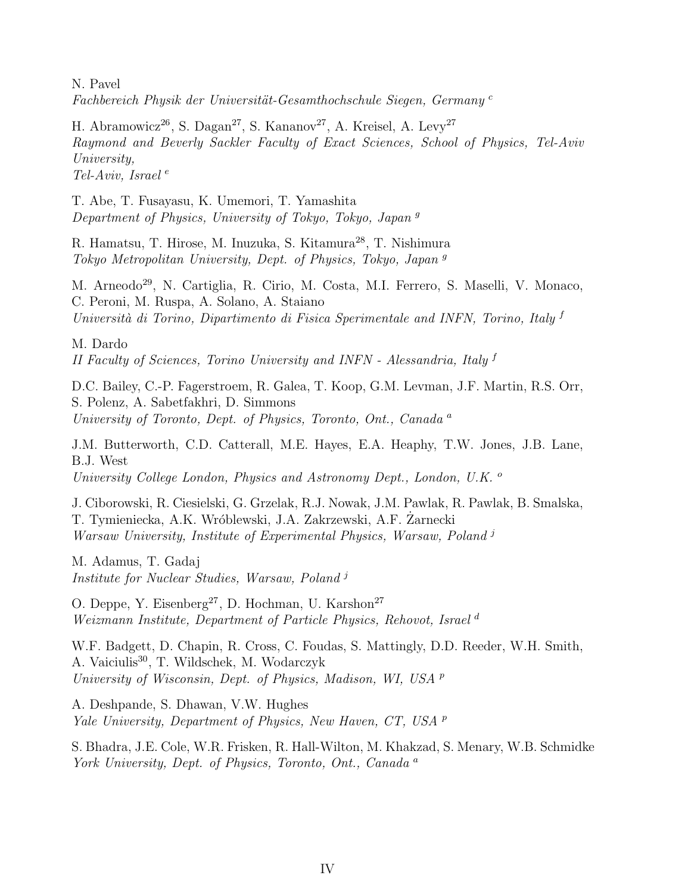N. Pavel
*Fachbereich Physik der Universität-Gesamthochschule Siegen, Germany* [c]

H. Abramowicz[26], S. Dagan[27], S. Kananov[27], A. Kreisel, A. Levy[27]
*Raymond and Beverly Sackler Faculty of Exact Sciences, School of Physics, Tel-Aviv University,*
*Tel-Aviv, Israel* [e]

T. Abe, T. Fusayasu, K. Umemori, T. Yamashita
*Department of Physics, University of Tokyo, Tokyo, Japan* [g]

R. Hamatsu, T. Hirose, M. Inuzuka, S. Kitamura[28], T. Nishimura
*Tokyo Metropolitan University, Dept. of Physics, Tokyo, Japan* [g]

M. Arneodo[29], N. Cartiglia, R. Cirio, M. Costa, M.I. Ferrero, S. Maselli, V. Monaco, C. Peroni, M. Ruspa, A. Solano, A. Staiano
*Università di Torino, Dipartimento di Fisica Sperimentale and INFN, Torino, Italy* [f]

M. Dardo
*II Faculty of Sciences, Torino University and INFN - Alessandria, Italy* [f]

D.C. Bailey, C.-P. Fagerstroem, R. Galea, T. Koop, G.M. Levman, J.F. Martin, R.S. Orr, S. Polenz, A. Sabetfakhri, D. Simmons
*University of Toronto, Dept. of Physics, Toronto, Ont., Canada* [a]

J.M. Butterworth, C.D. Catterall, M.E. Hayes, E.A. Heaphy, T.W. Jones, J.B. Lane, B.J. West
*University College London, Physics and Astronomy Dept., London, U.K.* [o]

J. Ciborowski, R. Ciesielski, G. Grzelak, R.J. Nowak, J.M. Pawlak, R. Pawlak, B. Smalska, T. Tymieniecka, A.K. Wróblewski, J.A. Zakrzewski, A.F. Żarnecki
*Warsaw University, Institute of Experimental Physics, Warsaw, Poland* [j]

M. Adamus, T. Gadaj
*Institute for Nuclear Studies, Warsaw, Poland* [j]

O. Deppe, Y. Eisenberg[27], D. Hochman, U. Karshon[27]
*Weizmann Institute, Department of Particle Physics, Rehovot, Israel* [d]

W.F. Badgett, D. Chapin, R. Cross, C. Foudas, S. Mattingly, D.D. Reeder, W.H. Smith, A. Vaiciulis[30], T. Wildschek, M. Wodarczyk
*University of Wisconsin, Dept. of Physics, Madison, WI, USA* [p]

A. Deshpande, S. Dhawan, V.W. Hughes
*Yale University, Department of Physics, New Haven, CT, USA* [p]

S. Bhadra, J.E. Cole, W.R. Frisken, R. Hall-Wilton, M. Khakzad, S. Menary, W.B. Schmidke
*York University, Dept. of Physics, Toronto, Ont., Canada* [a]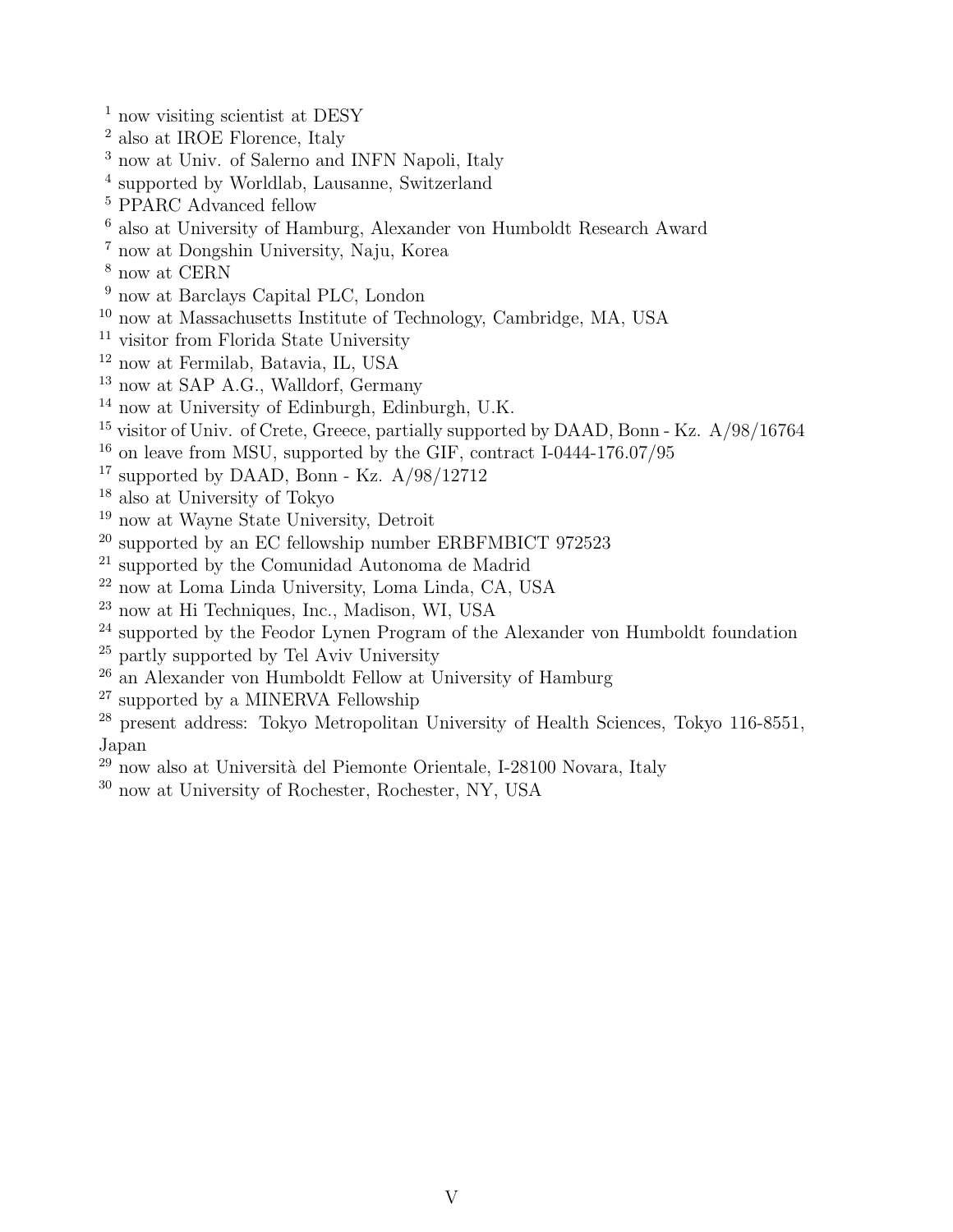[1] now visiting scientist at DESY
[2] also at IROE Florence, Italy
[3] now at Univ. of Salerno and INFN Napoli, Italy
[4] supported by Worldlab, Lausanne, Switzerland
[5] PPARC Advanced fellow
[6] also at University of Hamburg, Alexander von Humboldt Research Award
[7] now at Dongshin University, Naju, Korea
[8] now at CERN
[9] now at Barclays Capital PLC, London
[10] now at Massachusetts Institute of Technology, Cambridge, MA, USA
[11] visitor from Florida State University
[12] now at Fermilab, Batavia, IL, USA
[13] now at SAP A.G., Walldorf, Germany
[14] now at University of Edinburgh, Edinburgh, U.K.
[15] visitor of Univ. of Crete, Greece, partially supported by DAAD, Bonn - Kz. A/98/16764
[16] on leave from MSU, supported by the GIF, contract I-0444-176.07/95
[17] supported by DAAD, Bonn - Kz. A/98/12712
[18] also at University of Tokyo
[19] now at Wayne State University, Detroit
[20] supported by an EC fellowship number ERBFMBICT 972523
[21] supported by the Comunidad Autonoma de Madrid
[22] now at Loma Linda University, Loma Linda, CA, USA
[23] now at Hi Techniques, Inc., Madison, WI, USA
[24] supported by the Feodor Lynen Program of the Alexander von Humboldt foundation
[25] partly supported by Tel Aviv University
[26] an Alexander von Humboldt Fellow at University of Hamburg
[27] supported by a MINERVA Fellowship
[28] present address: Tokyo Metropolitan University of Health Sciences, Tokyo 116-8551, Japan
[29] now also at Università del Piemonte Orientale, I-28100 Novara, Italy
[30] now at University of Rochester, Rochester, NY, USA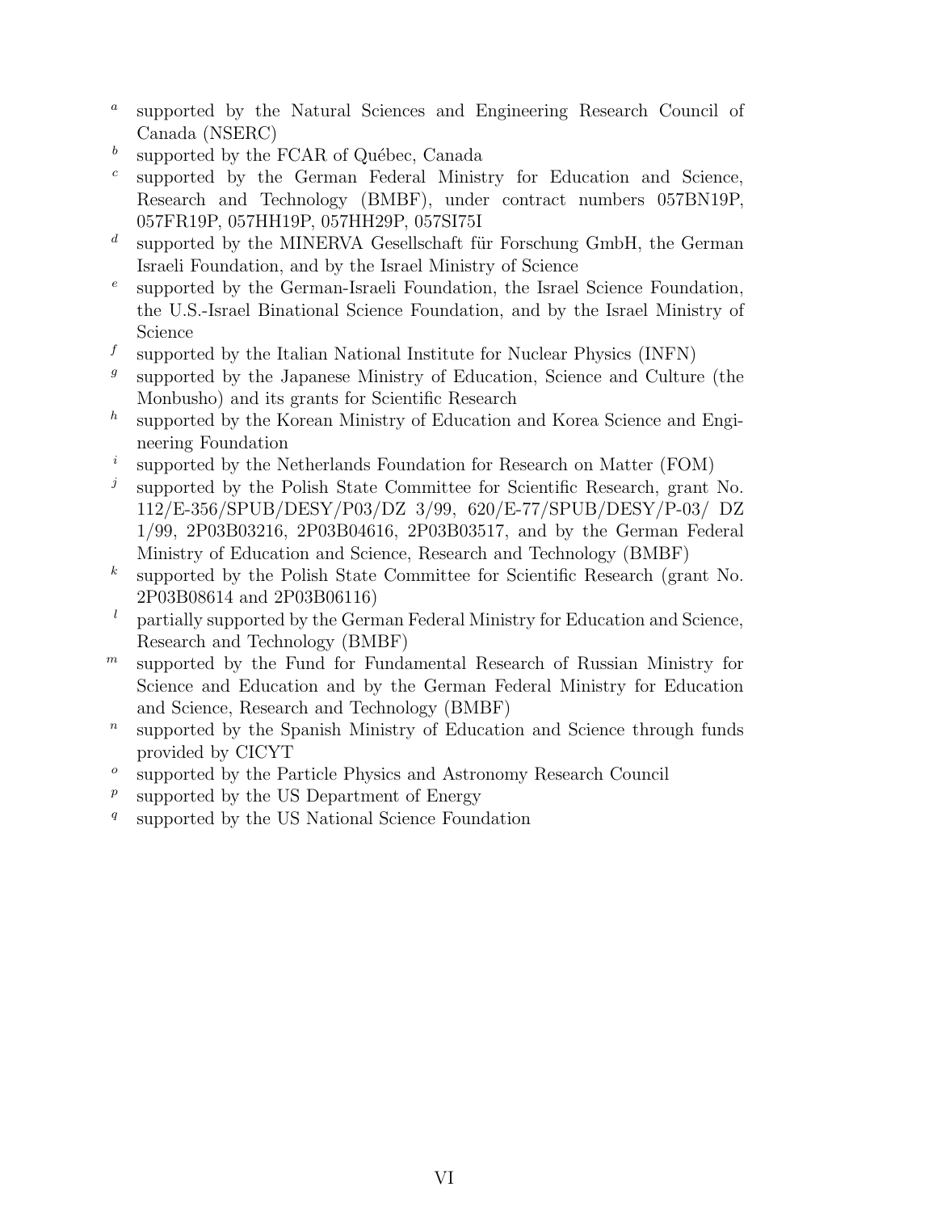[a] supported by the Natural Sciences and Engineering Research Council of Canada (NSERC)

[b] supported by the FCAR of Québec, Canada

[c] supported by the German Federal Ministry for Education and Science, Research and Technology (BMBF), under contract numbers 057BN19P, 057FR19P, 057HH19P, 057HH29P, 057SI75I

[d] supported by the MINERVA Gesellschaft für Forschung GmbH, the German Israeli Foundation, and by the Israel Ministry of Science

[e] supported by the German-Israeli Foundation, the Israel Science Foundation, the U.S.-Israel Binational Science Foundation, and by the Israel Ministry of Science

[f] supported by the Italian National Institute for Nuclear Physics (INFN)

[g] supported by the Japanese Ministry of Education, Science and Culture (the Monbusho) and its grants for Scientific Research

[h] supported by the Korean Ministry of Education and Korea Science and Engineering Foundation

[i] supported by the Netherlands Foundation for Research on Matter (FOM)

[j] supported by the Polish State Committee for Scientific Research, grant No. 112/E-356/SPUB/DESY/P03/DZ 3/99, 620/E-77/SPUB/DESY/P-03/ DZ 1/99, 2P03B03216, 2P03B04616, 2P03B03517, and by the German Federal Ministry of Education and Science, Research and Technology (BMBF)

[k] supported by the Polish State Committee for Scientific Research (grant No. 2P03B08614 and 2P03B06116)

[l] partially supported by the German Federal Ministry for Education and Science, Research and Technology (BMBF)

[m] supported by the Fund for Fundamental Research of Russian Ministry for Science and Education and by the German Federal Ministry for Education and Science, Research and Technology (BMBF)

[n] supported by the Spanish Ministry of Education and Science through funds provided by CICYT

[o] supported by the Particle Physics and Astronomy Research Council

[p] supported by the US Department of Energy

[q] supported by the US National Science Foundation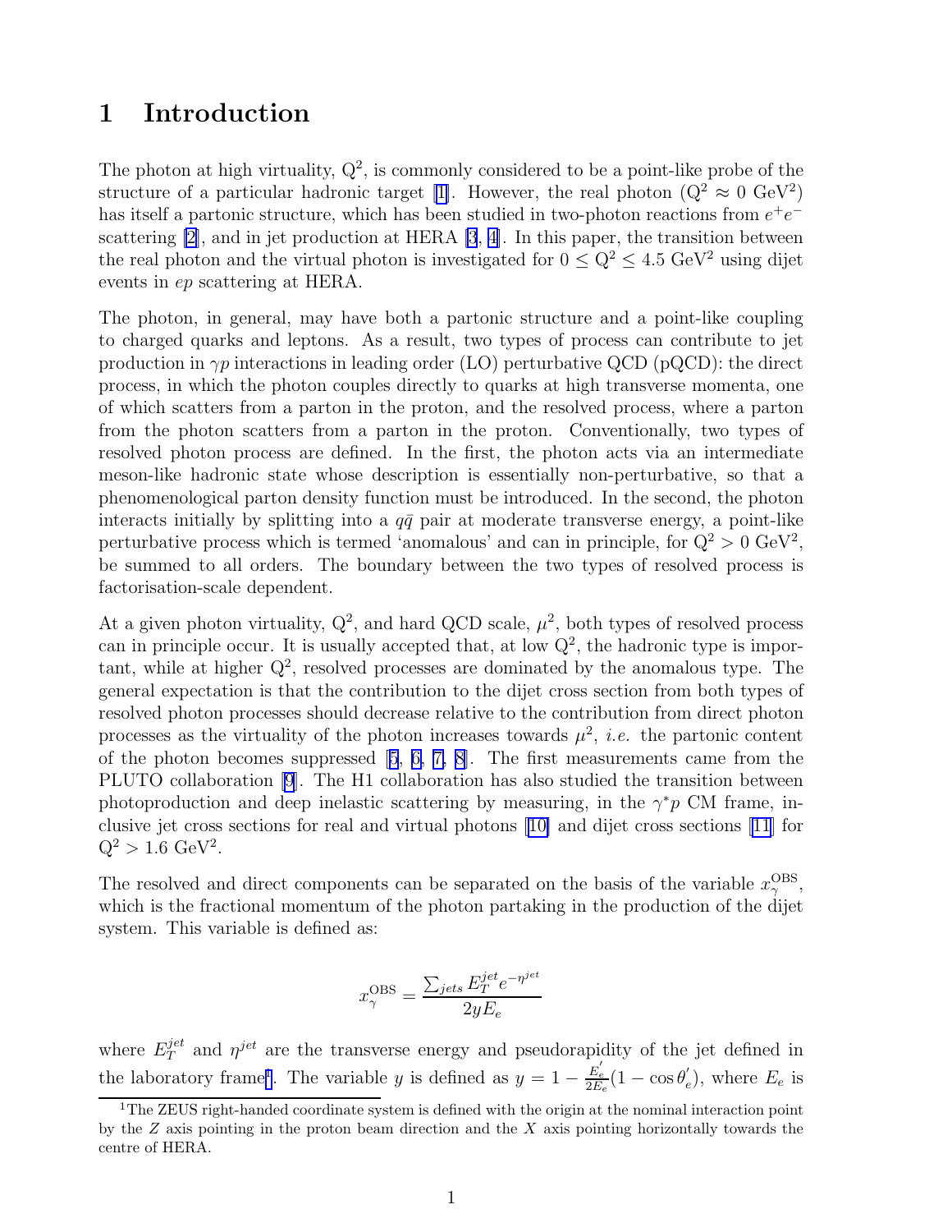# 1 Introduction

The photon at high virtuality, $Q^2$, is commonly considered to be a point-like probe of the structure of a particular hadronic target [1]. However, the real photon ($Q^2 \approx 0$ GeV$^2$) has itself a partonic structure, which has been studied in two-photon reactions from $e^+e^-$ scattering [2], and in jet production at HERA [3, 4]. In this paper, the transition between the real photon and the virtual photon is investigated for $0 \leq Q^2 \leq 4.5$ GeV$^2$ using dijet events in $ep$ scattering at HERA.

The photon, in general, may have both a partonic structure and a point-like coupling to charged quarks and leptons. As a result, two types of process can contribute to jet production in $\gamma p$ interactions in leading order (LO) perturbative QCD (pQCD): the direct process, in which the photon couples directly to quarks at high transverse momenta, one of which scatters from a parton in the proton, and the resolved process, where a parton from the photon scatters from a parton in the proton. Conventionally, two types of resolved photon process are defined. In the first, the photon acts via an intermediate meson-like hadronic state whose description is essentially non-perturbative, so that a phenomenological parton density function must be introduced. In the second, the photon interacts initially by splitting into a $q\bar{q}$ pair at moderate transverse energy, a point-like perturbative process which is termed 'anomalous' and can in principle, for $Q^2 > 0$ GeV$^2$, be summed to all orders. The boundary between the two types of resolved process is factorisation-scale dependent.

At a given photon virtuality, $Q^2$, and hard QCD scale, $\mu^2$, both types of resolved process can in principle occur. It is usually accepted that, at low $Q^2$, the hadronic type is important, while at higher $Q^2$, resolved processes are dominated by the anomalous type. The general expectation is that the contribution to the dijet cross section from both types of resolved photon processes should decrease relative to the contribution from direct photon processes as the virtuality of the photon increases towards $\mu^2$, *i.e.* the partonic content of the photon becomes suppressed [5, 6, 7, 8]. The first measurements came from the PLUTO collaboration [9]. The H1 collaboration has also studied the transition between photoproduction and deep inelastic scattering by measuring, in the $\gamma^* p$ CM frame, inclusive jet cross sections for real and virtual photons [10] and dijet cross sections [11] for $Q^2 > 1.6$ GeV$^2$.

The resolved and direct components can be separated on the basis of the variable $x_\gamma^{\rm OBS}$, which is the fractional momentum of the photon partaking in the production of the dijet system. This variable is defined as:

$$x_\gamma^{\rm OBS} = \frac{\sum_{jets} E_T^{jet} e^{-\eta^{jet}}}{2yE_e}$$

where $E_T^{jet}$ and $\eta^{jet}$ are the transverse energy and pseudorapidity of the jet defined in the laboratory frame[1]. The variable $y$ is defined as $y = 1 - \frac{E_e^{'}}{2E_e}(1 - \cos\theta_e^{'})$, where $E_e$ is

[1] The ZEUS right-handed coordinate system is defined with the origin at the nominal interaction point by the $Z$ axis pointing in the proton beam direction and the $X$ axis pointing horizontally towards the centre of HERA.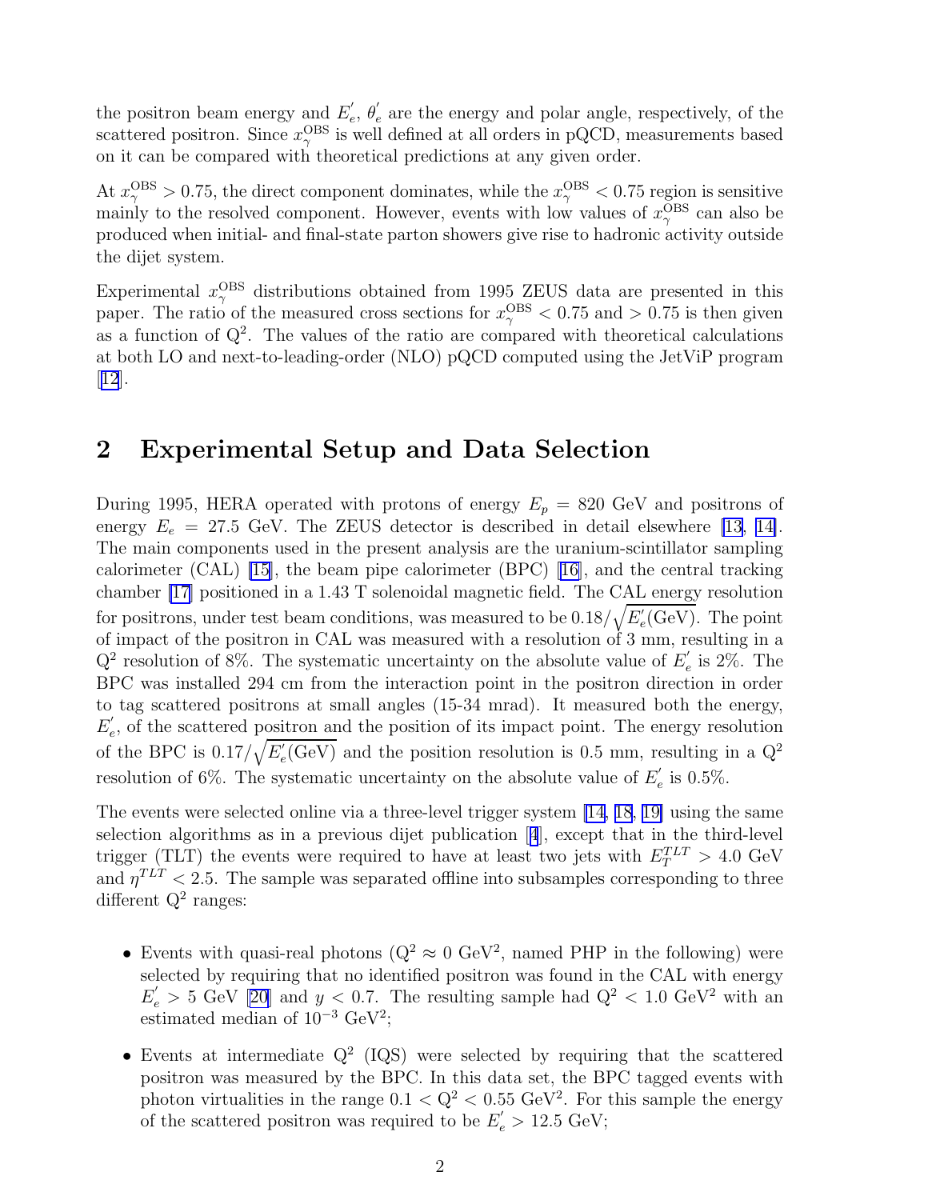the positron beam energy and $E_e^{'}$, $\theta_e^{'}$ are the energy and polar angle, respectively, of the scattered positron. Since $x_\gamma^{\rm OBS}$ is well defined at all orders in pQCD, measurements based on it can be compared with theoretical predictions at any given order.

At $x_\gamma^{\rm OBS} > 0.75$, the direct component dominates, while the $x_\gamma^{\rm OBS} < 0.75$ region is sensitive mainly to the resolved component. However, events with low values of $x_\gamma^{\rm OBS}$ can also be produced when initial- and final-state parton showers give rise to hadronic activity outside the dijet system.

Experimental $x_\gamma^{\rm OBS}$ distributions obtained from 1995 ZEUS data are presented in this paper. The ratio of the measured cross sections for $x_\gamma^{\rm OBS} < 0.75$ and $> 0.75$ is then given as a function of $Q^2$. The values of the ratio are compared with theoretical calculations at both LO and next-to-leading-order (NLO) pQCD computed using the JetViP program [12].

## 2 Experimental Setup and Data Selection

During 1995, HERA operated with protons of energy $E_p = 820$ GeV and positrons of energy $E_e = 27.5$ GeV. The ZEUS detector is described in detail elsewhere [13, 14]. The main components used in the present analysis are the uranium-scintillator sampling calorimeter (CAL) [15], the beam pipe calorimeter (BPC) [16], and the central tracking chamber [17] positioned in a 1.43 T solenoidal magnetic field. The CAL energy resolution for positrons, under test beam conditions, was measured to be $0.18/\sqrt{E_e^{'}(\rm GeV)}$. The point of impact of the positron in CAL was measured with a resolution of 3 mm, resulting in a $Q^2$ resolution of 8%. The systematic uncertainty on the absolute value of $E_e^{'}$ is 2%. The BPC was installed 294 cm from the interaction point in the positron direction in order to tag scattered positrons at small angles (15-34 mrad). It measured both the energy, $E_e^{'}$, of the scattered positron and the position of its impact point. The energy resolution of the BPC is $0.17/\sqrt{E_e^{'}(\rm GeV)}$ and the position resolution is 0.5 mm, resulting in a $Q^2$ resolution of 6%. The systematic uncertainty on the absolute value of $E_e^{'}$ is 0.5%.

The events were selected online via a three-level trigger system [14, 18, 19] using the same selection algorithms as in a previous dijet publication [4], except that in the third-level trigger (TLT) the events were required to have at least two jets with $E_T^{TLT} > 4.0$ GeV and $\eta^{TLT} < 2.5$. The sample was separated offline into subsamples corresponding to three different $Q^2$ ranges:

- Events with quasi-real photons ($Q^2 \approx 0$ GeV$^2$, named PHP in the following) were selected by requiring that no identified positron was found in the CAL with energy $E_e^{'} > 5$ GeV [20] and $y < 0.7$. The resulting sample had $Q^2 < 1.0$ GeV$^2$ with an estimated median of $10^{-3}$ GeV$^2$;
- Events at intermediate $Q^2$ (IQS) were selected by requiring that the scattered positron was measured by the BPC. In this data set, the BPC tagged events with photon virtualities in the range $0.1 < Q^2 < 0.55$ GeV$^2$. For this sample the energy of the scattered positron was required to be $E_e^{'} > 12.5$ GeV;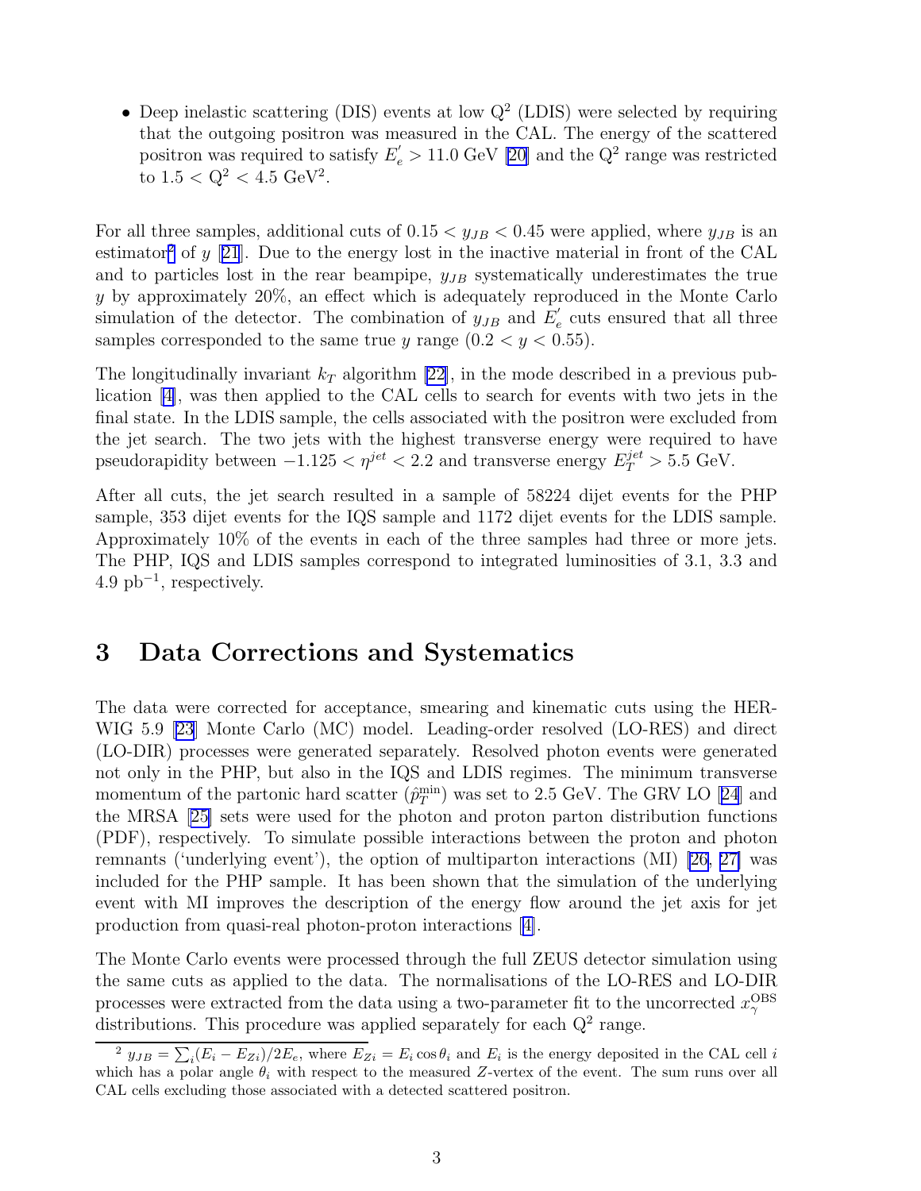- Deep inelastic scattering (DIS) events at low $Q^2$ (LDIS) were selected by requiring that the outgoing positron was measured in the CAL. The energy of the scattered positron was required to satisfy $E_e^{'} > 11.0$ GeV [20] and the $Q^2$ range was restricted to $1.5 < Q^2 < 4.5$ GeV$^2$.

For all three samples, additional cuts of $0.15 < y_{JB} < 0.45$ were applied, where $y_{JB}$ is an estimator[2] of $y$ [21]. Due to the energy lost in the inactive material in front of the CAL and to particles lost in the rear beampipe, $y_{JB}$ systematically underestimates the true $y$ by approximately 20%, an effect which is adequately reproduced in the Monte Carlo simulation of the detector. The combination of $y_{JB}$ and $E_e^{'}$ cuts ensured that all three samples corresponded to the same true $y$ range ($0.2 < y < 0.55$).

The longitudinally invariant $k_T$ algorithm [22], in the mode described in a previous publication [4], was then applied to the CAL cells to search for events with two jets in the final state. In the LDIS sample, the cells associated with the positron were excluded from the jet search. The two jets with the highest transverse energy were required to have pseudorapidity between $-1.125 < \eta^{jet} < 2.2$ and transverse energy $E_T^{jet} > 5.5$ GeV.

After all cuts, the jet search resulted in a sample of 58224 dijet events for the PHP sample, 353 dijet events for the IQS sample and 1172 dijet events for the LDIS sample. Approximately 10% of the events in each of the three samples had three or more jets. The PHP, IQS and LDIS samples correspond to integrated luminosities of 3.1, 3.3 and 4.9 pb$^{-1}$, respectively.

# 3 Data Corrections and Systematics

The data were corrected for acceptance, smearing and kinematic cuts using the HERWIG 5.9 [23] Monte Carlo (MC) model. Leading-order resolved (LO-RES) and direct (LO-DIR) processes were generated separately. Resolved photon events were generated not only in the PHP, but also in the IQS and LDIS regimes. The minimum transverse momentum of the partonic hard scatter ($\hat{p}_T^{\min}$) was set to 2.5 GeV. The GRV LO [24] and the MRSA [25] sets were used for the photon and proton parton distribution functions (PDF), respectively. To simulate possible interactions between the proton and photon remnants ('underlying event'), the option of multiparton interactions (MI) [26, 27] was included for the PHP sample. It has been shown that the simulation of the underlying event with MI improves the description of the energy flow around the jet axis for jet production from quasi-real photon-proton interactions [4].

The Monte Carlo events were processed through the full ZEUS detector simulation using the same cuts as applied to the data. The normalisations of the LO-RES and LO-DIR processes were extracted from the data using a two-parameter fit to the uncorrected $x_\gamma^{\mathrm{OBS}}$ distributions. This procedure was applied separately for each $Q^2$ range.

[2] $y_{JB} = \sum_i (E_i - E_{Zi})/2E_e$, where $E_{Zi} = E_i \cos\theta_i$ and $E_i$ is the energy deposited in the CAL cell $i$ which has a polar angle $\theta_i$ with respect to the measured $Z$-vertex of the event. The sum runs over all CAL cells excluding those associated with a detected scattered positron.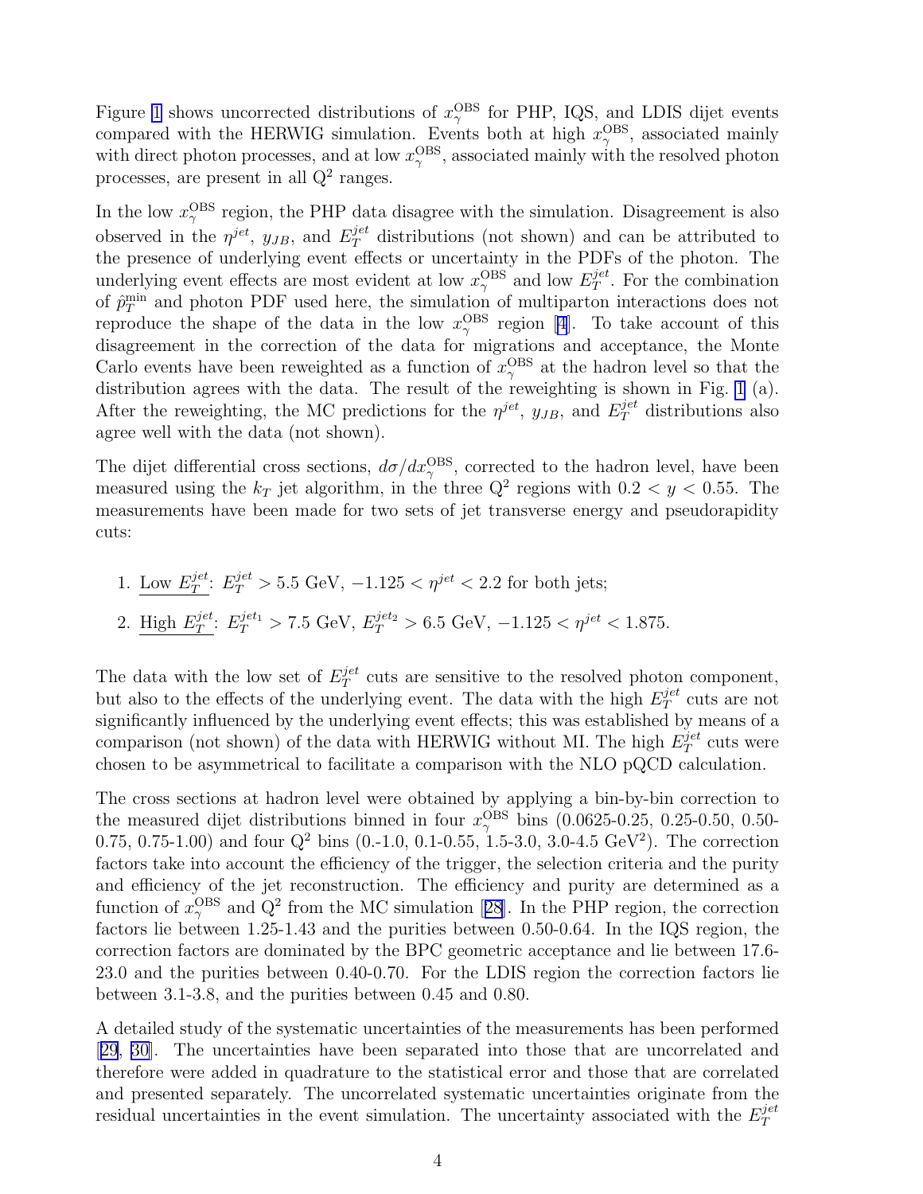Figure 1 shows uncorrected distributions of $x_\gamma^{\rm OBS}$ for PHP, IQS, and LDIS dijet events compared with the HERWIG simulation. Events both at high $x_\gamma^{\rm OBS}$, associated mainly with direct photon processes, and at low $x_\gamma^{\rm OBS}$, associated mainly with the resolved photon processes, are present in all $\rm Q^2$ ranges.

In the low $x_\gamma^{\rm OBS}$ region, the PHP data disagree with the simulation. Disagreement is also observed in the $\eta^{jet}$, $y_{JB}$, and $E_T^{jet}$ distributions (not shown) and can be attributed to the presence of underlying event effects or uncertainty in the PDFs of the photon. The underlying event effects are most evident at low $x_\gamma^{\rm OBS}$ and low $E_T^{jet}$. For the combination of $\hat{p}_T^{\rm min}$ and photon PDF used here, the simulation of multiparton interactions does not reproduce the shape of the data in the low $x_\gamma^{\rm OBS}$ region [4]. To take account of this disagreement in the correction of the data for migrations and acceptance, the Monte Carlo events have been reweighted as a function of $x_\gamma^{\rm OBS}$ at the hadron level so that the distribution agrees with the data. The result of the reweighting is shown in Fig. 1 (a). After the reweighting, the MC predictions for the $\eta^{jet}$, $y_{JB}$, and $E_T^{jet}$ distributions also agree well with the data (not shown).

The dijet differential cross sections, $d\sigma/dx_\gamma^{\rm OBS}$, corrected to the hadron level, have been measured using the $k_T$ jet algorithm, in the three $\rm Q^2$ regions with $0.2 < y < 0.55$. The measurements have been made for two sets of jet transverse energy and pseudorapidity cuts:

1. Low $E_T^{jet}$: $E_T^{jet} > 5.5$ GeV, $-1.125 < \eta^{jet} < 2.2$ for both jets;
2. High $E_T^{jet}$: $E_T^{jet_1} > 7.5$ GeV, $E_T^{jet_2} > 6.5$ GeV, $-1.125 < \eta^{jet} < 1.875$.

The data with the low set of $E_T^{jet}$ cuts are sensitive to the resolved photon component, but also to the effects of the underlying event. The data with the high $E_T^{jet}$ cuts are not significantly influenced by the underlying event effects; this was established by means of a comparison (not shown) of the data with HERWIG without MI. The high $E_T^{jet}$ cuts were chosen to be asymmetrical to facilitate a comparison with the NLO pQCD calculation.

The cross sections at hadron level were obtained by applying a bin-by-bin correction to the measured dijet distributions binned in four $x_\gamma^{\rm OBS}$ bins (0.0625-0.25, 0.25-0.50, 0.50-0.75, 0.75-1.00) and four $\rm Q^2$ bins (0.-1.0, 0.1-0.55, 1.5-3.0, 3.0-4.5 GeV$^2$). The correction factors take into account the efficiency of the trigger, the selection criteria and the purity and efficiency of the jet reconstruction. The efficiency and purity are determined as a function of $x_\gamma^{\rm OBS}$ and $\rm Q^2$ from the MC simulation [28]. In the PHP region, the correction factors lie between 1.25-1.43 and the purities between 0.50-0.64. In the IQS region, the correction factors are dominated by the BPC geometric acceptance and lie between 17.6-23.0 and the purities between 0.40-0.70. For the LDIS region the correction factors lie between 3.1-3.8, and the purities between 0.45 and 0.80.

A detailed study of the systematic uncertainties of the measurements has been performed [29, 30]. The uncertainties have been separated into those that are uncorrelated and therefore were added in quadrature to the statistical error and those that are correlated and presented separately. The uncorrelated systematic uncertainties originate from the residual uncertainties in the event simulation. The uncertainty associated with the $E_T^{jet}$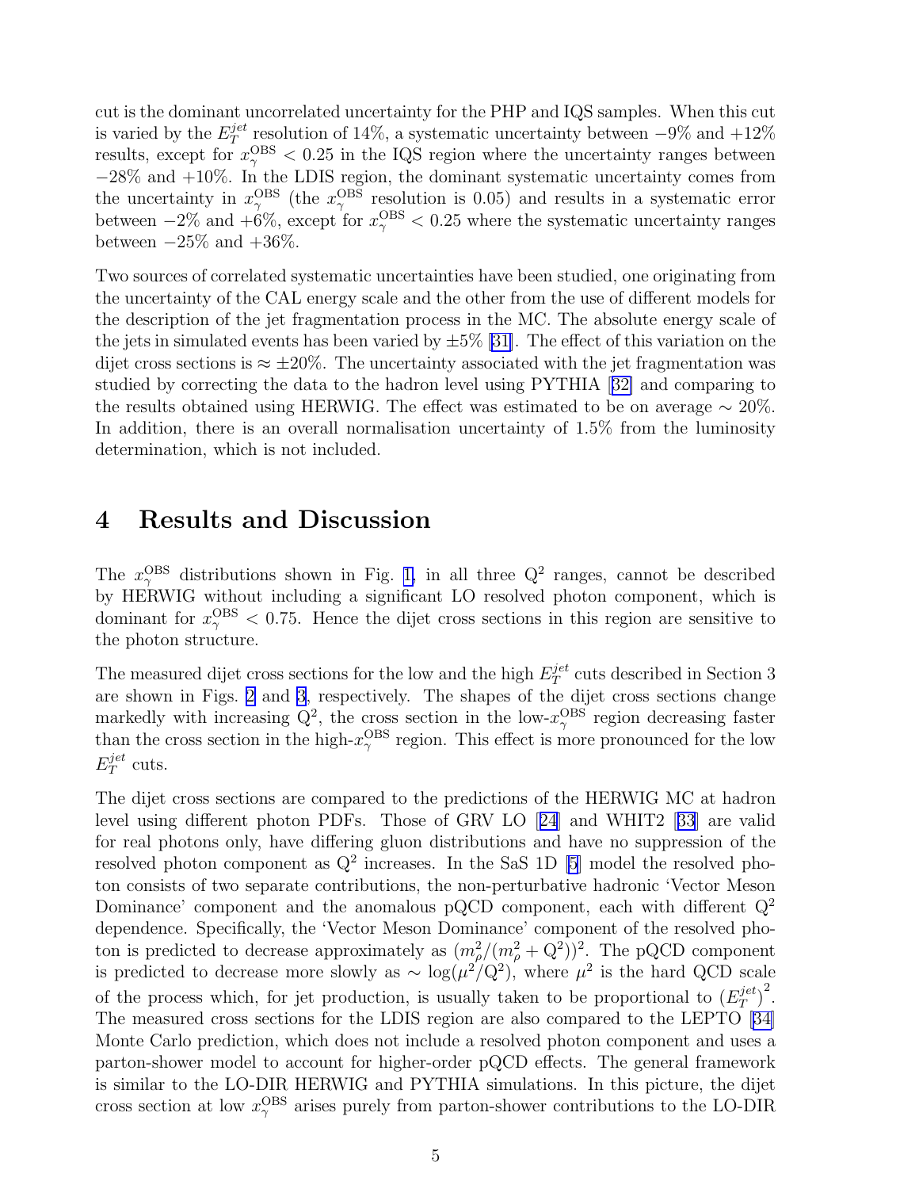cut is the dominant uncorrelated uncertainty for the PHP and IQS samples. When this cut is varied by the $E_T^{jet}$ resolution of 14%, a systematic uncertainty between $-9\%$ and $+12\%$ results, except for $x_\gamma^{\rm OBS} < 0.25$ in the IQS region where the uncertainty ranges between $-28\%$ and $+10\%$. In the LDIS region, the dominant systematic uncertainty comes from the uncertainty in $x_\gamma^{\rm OBS}$ (the $x_\gamma^{\rm OBS}$ resolution is 0.05) and results in a systematic error between $-2\%$ and $+6\%$, except for $x_\gamma^{\rm OBS} < 0.25$ where the systematic uncertainty ranges between $-25\%$ and $+36\%$.

Two sources of correlated systematic uncertainties have been studied, one originating from the uncertainty of the CAL energy scale and the other from the use of different models for the description of the jet fragmentation process in the MC. The absolute energy scale of the jets in simulated events has been varied by $\pm 5\%$ [31]. The effect of this variation on the dijet cross sections is $\approx \pm 20\%$. The uncertainty associated with the jet fragmentation was studied by correcting the data to the hadron level using PYTHIA [32] and comparing to the results obtained using HERWIG. The effect was estimated to be on average $\sim 20\%$. In addition, there is an overall normalisation uncertainty of 1.5% from the luminosity determination, which is not included.

# 4 Results and Discussion

The $x_\gamma^{\rm OBS}$ distributions shown in Fig. 1, in all three $Q^2$ ranges, cannot be described by HERWIG without including a significant LO resolved photon component, which is dominant for $x_\gamma^{\rm OBS} < 0.75$. Hence the dijet cross sections in this region are sensitive to the photon structure.

The measured dijet cross sections for the low and the high $E_T^{jet}$ cuts described in Section 3 are shown in Figs. 2 and 3, respectively. The shapes of the dijet cross sections change markedly with increasing $Q^2$, the cross section in the low-$x_\gamma^{\rm OBS}$ region decreasing faster than the cross section in the high-$x_\gamma^{\rm OBS}$ region. This effect is more pronounced for the low $E_T^{jet}$ cuts.

The dijet cross sections are compared to the predictions of the HERWIG MC at hadron level using different photon PDFs. Those of GRV LO [24] and WHIT2 [33] are valid for real photons only, have differing gluon distributions and have no suppression of the resolved photon component as $Q^2$ increases. In the SaS 1D [5] model the resolved photon consists of two separate contributions, the non-perturbative hadronic 'Vector Meson Dominance' component and the anomalous pQCD component, each with different $Q^2$ dependence. Specifically, the 'Vector Meson Dominance' component of the resolved photon is predicted to decrease approximately as $(m_\rho^2/(m_\rho^2 + Q^2))^2$. The pQCD component is predicted to decrease more slowly as $\sim \log(\mu^2/Q^2)$, where $\mu^2$ is the hard QCD scale of the process which, for jet production, is usually taken to be proportional to $(E_T^{jet})^2$. The measured cross sections for the LDIS region are also compared to the LEPTO [34] Monte Carlo prediction, which does not include a resolved photon component and uses a parton-shower model to account for higher-order pQCD effects. The general framework is similar to the LO-DIR HERWIG and PYTHIA simulations. In this picture, the dijet cross section at low $x_\gamma^{\rm OBS}$ arises purely from parton-shower contributions to the LO-DIR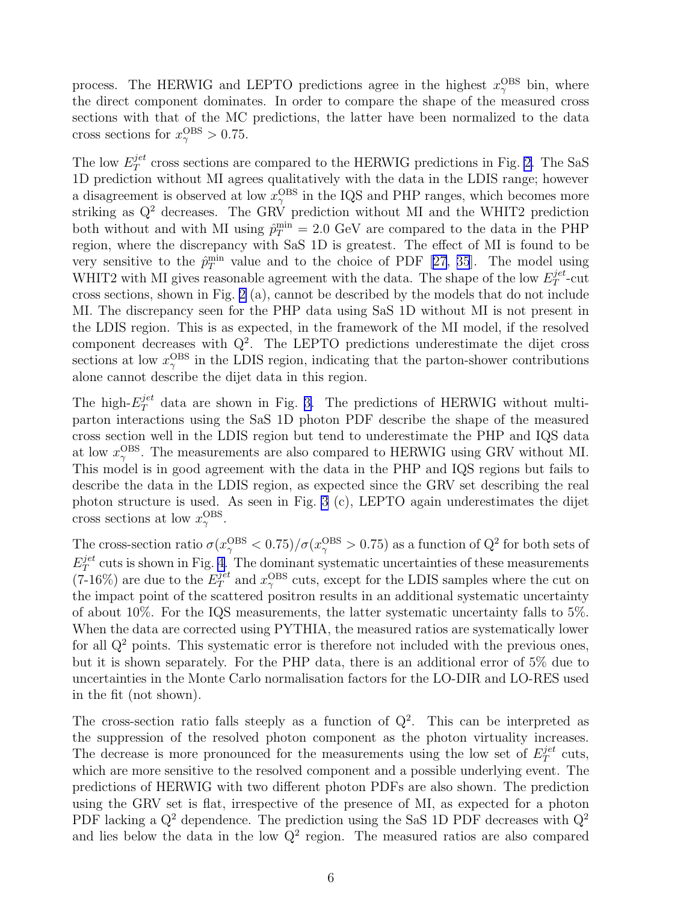process. The HERWIG and LEPTO predictions agree in the highest $x_\gamma^{\rm OBS}$ bin, where the direct component dominates. In order to compare the shape of the measured cross sections with that of the MC predictions, the latter have been normalized to the data cross sections for $x_\gamma^{\rm OBS} > 0.75$.

The low $E_T^{jet}$ cross sections are compared to the HERWIG predictions in Fig. 2. The SaS 1D prediction without MI agrees qualitatively with the data in the LDIS range; however a disagreement is observed at low $x_\gamma^{\rm OBS}$ in the IQS and PHP ranges, which becomes more striking as $\rm Q^2$ decreases. The GRV prediction without MI and the WHIT2 prediction both without and with MI using $\hat{p}_T^{\rm min} = 2.0$ GeV are compared to the data in the PHP region, where the discrepancy with SaS 1D is greatest. The effect of MI is found to be very sensitive to the $\hat{p}_T^{\rm min}$ value and to the choice of PDF [27, 35]. The model using WHIT2 with MI gives reasonable agreement with the data. The shape of the low $E_T^{jet}$-cut cross sections, shown in Fig. 2 (a), cannot be described by the models that do not include MI. The discrepancy seen for the PHP data using SaS 1D without MI is not present in the LDIS region. This is as expected, in the framework of the MI model, if the resolved component decreases with $\rm Q^2$. The LEPTO predictions underestimate the dijet cross sections at low $x_\gamma^{\rm OBS}$ in the LDIS region, indicating that the parton-shower contributions alone cannot describe the dijet data in this region.

The high-$E_T^{jet}$ data are shown in Fig. 3. The predictions of HERWIG without multi-parton interactions using the SaS 1D photon PDF describe the shape of the measured cross section well in the LDIS region but tend to underestimate the PHP and IQS data at low $x_\gamma^{\rm OBS}$. The measurements are also compared to HERWIG using GRV without MI. This model is in good agreement with the data in the PHP and IQS regions but fails to describe the data in the LDIS region, as expected since the GRV set describing the real photon structure is used. As seen in Fig. 3 (c), LEPTO again underestimates the dijet cross sections at low $x_\gamma^{\rm OBS}$.

The cross-section ratio $\sigma(x_\gamma^{\rm OBS} < 0.75)/\sigma(x_\gamma^{\rm OBS} > 0.75)$ as a function of $\rm Q^2$ for both sets of $E_T^{jet}$ cuts is shown in Fig. 4. The dominant systematic uncertainties of these measurements (7-16%) are due to the $E_T^{jet}$ and $x_\gamma^{\rm OBS}$ cuts, except for the LDIS samples where the cut on the impact point of the scattered positron results in an additional systematic uncertainty of about 10%. For the IQS measurements, the latter systematic uncertainty falls to 5%. When the data are corrected using PYTHIA, the measured ratios are systematically lower for all $\rm Q^2$ points. This systematic error is therefore not included with the previous ones, but it is shown separately. For the PHP data, there is an additional error of 5% due to uncertainties in the Monte Carlo normalisation factors for the LO-DIR and LO-RES used in the fit (not shown).

The cross-section ratio falls steeply as a function of $\rm Q^2$. This can be interpreted as the suppression of the resolved photon component as the photon virtuality increases. The decrease is more pronounced for the measurements using the low set of $E_T^{jet}$ cuts, which are more sensitive to the resolved component and a possible underlying event. The predictions of HERWIG with two different photon PDFs are also shown. The prediction using the GRV set is flat, irrespective of the presence of MI, as expected for a photon PDF lacking a $\rm Q^2$ dependence. The prediction using the SaS 1D PDF decreases with $\rm Q^2$ and lies below the data in the low $\rm Q^2$ region. The measured ratios are also compared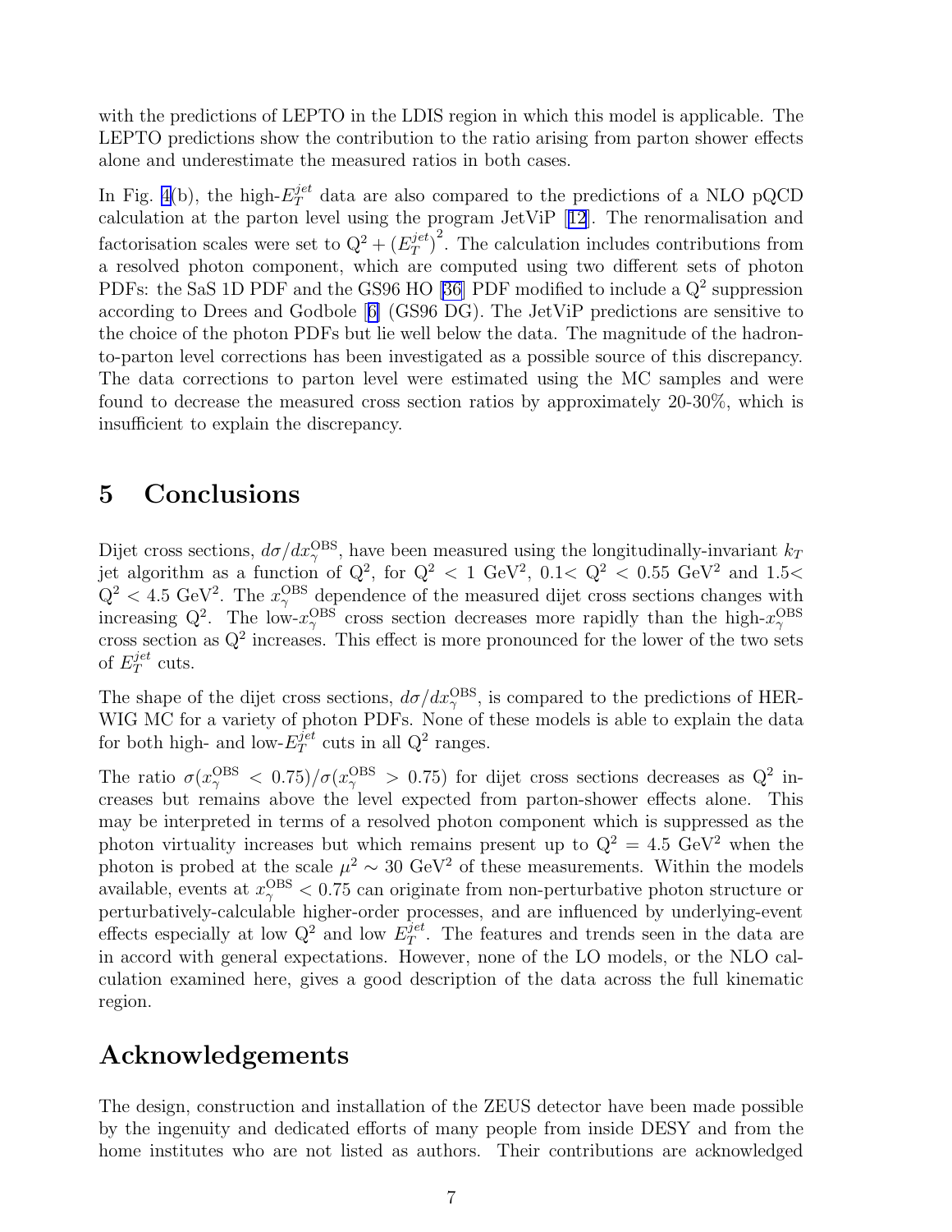with the predictions of LEPTO in the LDIS region in which this model is applicable. The LEPTO predictions show the contribution to the ratio arising from parton shower effects alone and underestimate the measured ratios in both cases.

In Fig. 4(b), the high-$E_T^{jet}$ data are also compared to the predictions of a NLO pQCD calculation at the parton level using the program JetViP [12]. The renormalisation and factorisation scales were set to $Q^2 + (E_T^{jet})^2$. The calculation includes contributions from a resolved photon component, which are computed using two different sets of photon PDFs: the SaS 1D PDF and the GS96 HO [36] PDF modified to include a $Q^2$ suppression according to Drees and Godbole [6] (GS96 DG). The JetViP predictions are sensitive to the choice of the photon PDFs but lie well below the data. The magnitude of the hadron-to-parton level corrections has been investigated as a possible source of this discrepancy. The data corrections to parton level were estimated using the MC samples and were found to decrease the measured cross section ratios by approximately 20-30%, which is insufficient to explain the discrepancy.

# 5 Conclusions

Dijet cross sections, $d\sigma/dx_\gamma^{\rm OBS}$, have been measured using the longitudinally-invariant $k_T$ jet algorithm as a function of $Q^2$, for $Q^2 < 1$ GeV$^2$, $0.1 < Q^2 < 0.55$ GeV$^2$ and $1.5 < Q^2 < 4.5$ GeV$^2$. The $x_\gamma^{\rm OBS}$ dependence of the measured dijet cross sections changes with increasing $Q^2$. The low-$x_\gamma^{\rm OBS}$ cross section decreases more rapidly than the high-$x_\gamma^{\rm OBS}$ cross section as $Q^2$ increases. This effect is more pronounced for the lower of the two sets of $E_T^{jet}$ cuts.

The shape of the dijet cross sections, $d\sigma/dx_\gamma^{\rm OBS}$, is compared to the predictions of HERWIG MC for a variety of photon PDFs. None of these models is able to explain the data for both high- and low-$E_T^{jet}$ cuts in all $Q^2$ ranges.

The ratio $\sigma(x_\gamma^{\rm OBS} < 0.75)/\sigma(x_\gamma^{\rm OBS} > 0.75)$ for dijet cross sections decreases as $Q^2$ increases but remains above the level expected from parton-shower effects alone. This may be interpreted in terms of a resolved photon component which is suppressed as the photon virtuality increases but which remains present up to $Q^2 = 4.5$ GeV$^2$ when the photon is probed at the scale $\mu^2 \sim 30$ GeV$^2$ of these measurements. Within the models available, events at $x_\gamma^{\rm OBS} < 0.75$ can originate from non-perturbative photon structure or perturbatively-calculable higher-order processes, and are influenced by underlying-event effects especially at low $Q^2$ and low $E_T^{jet}$. The features and trends seen in the data are in accord with general expectations. However, none of the LO models, or the NLO calculation examined here, gives a good description of the data across the full kinematic region.

# Acknowledgements

The design, construction and installation of the ZEUS detector have been made possible by the ingenuity and dedicated efforts of many people from inside DESY and from the home institutes who are not listed as authors. Their contributions are acknowledged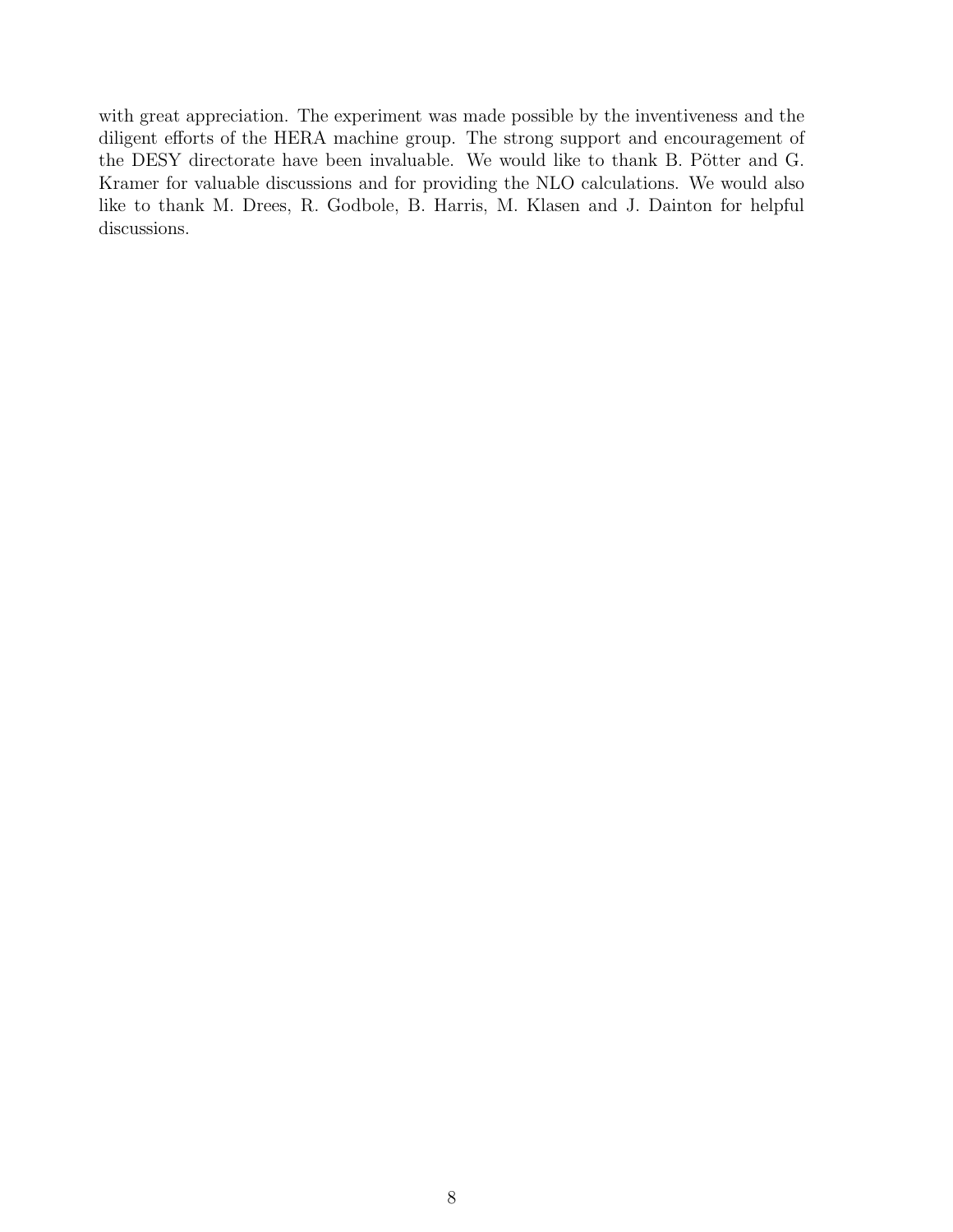with great appreciation. The experiment was made possible by the inventiveness and the diligent efforts of the HERA machine group. The strong support and encouragement of the DESY directorate have been invaluable. We would like to thank B. Pötter and G. Kramer for valuable discussions and for providing the NLO calculations. We would also like to thank M. Drees, R. Godbole, B. Harris, M. Klasen and J. Dainton for helpful discussions.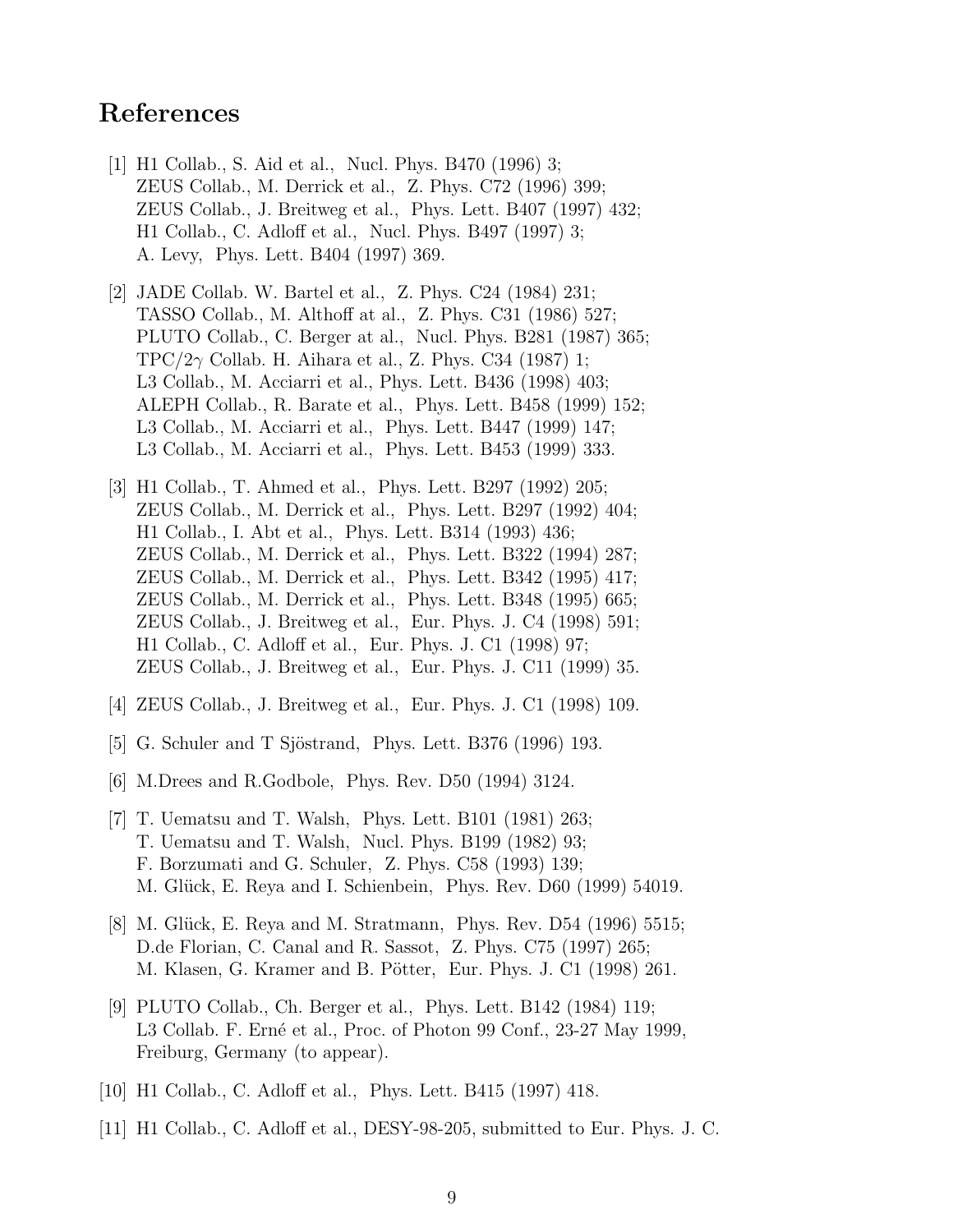# References

[1] H1 Collab., S. Aid et al., Nucl. Phys. B470 (1996) 3;
ZEUS Collab., M. Derrick et al., Z. Phys. C72 (1996) 399;
ZEUS Collab., J. Breitweg et al., Phys. Lett. B407 (1997) 432;
H1 Collab., C. Adloff et al., Nucl. Phys. B497 (1997) 3;
A. Levy, Phys. Lett. B404 (1997) 369.

[2] JADE Collab. W. Bartel et al., Z. Phys. C24 (1984) 231;
TASSO Collab., M. Althoff at al., Z. Phys. C31 (1986) 527;
PLUTO Collab., C. Berger at al., Nucl. Phys. B281 (1987) 365;
TPC/2$\gamma$ Collab. H. Aihara et al., Z. Phys. C34 (1987) 1;
L3 Collab., M. Acciarri et al., Phys. Lett. B436 (1998) 403;
ALEPH Collab., R. Barate et al., Phys. Lett. B458 (1999) 152;
L3 Collab., M. Acciarri et al., Phys. Lett. B447 (1999) 147;
L3 Collab., M. Acciarri et al., Phys. Lett. B453 (1999) 333.

[3] H1 Collab., T. Ahmed et al., Phys. Lett. B297 (1992) 205;
ZEUS Collab., M. Derrick et al., Phys. Lett. B297 (1992) 404;
H1 Collab., I. Abt et al., Phys. Lett. B314 (1993) 436;
ZEUS Collab., M. Derrick et al., Phys. Lett. B322 (1994) 287;
ZEUS Collab., M. Derrick et al., Phys. Lett. B342 (1995) 417;
ZEUS Collab., M. Derrick et al., Phys. Lett. B348 (1995) 665;
ZEUS Collab., J. Breitweg et al., Eur. Phys. J. C4 (1998) 591;
H1 Collab., C. Adloff et al., Eur. Phys. J. C1 (1998) 97;
ZEUS Collab., J. Breitweg et al., Eur. Phys. J. C11 (1999) 35.

[4] ZEUS Collab., J. Breitweg et al., Eur. Phys. J. C1 (1998) 109.

[5] G. Schuler and T Sjöstrand, Phys. Lett. B376 (1996) 193.

[6] M.Drees and R.Godbole, Phys. Rev. D50 (1994) 3124.

[7] T. Uematsu and T. Walsh, Phys. Lett. B101 (1981) 263;
T. Uematsu and T. Walsh, Nucl. Phys. B199 (1982) 93;
F. Borzumati and G. Schuler, Z. Phys. C58 (1993) 139;
M. Glück, E. Reya and I. Schienbein, Phys. Rev. D60 (1999) 54019.

[8] M. Glück, E. Reya and M. Stratmann, Phys. Rev. D54 (1996) 5515;
D.de Florian, C. Canal and R. Sassot, Z. Phys. C75 (1997) 265;
M. Klasen, G. Kramer and B. Pötter, Eur. Phys. J. C1 (1998) 261.

[9] PLUTO Collab., Ch. Berger et al., Phys. Lett. B142 (1984) 119;
L3 Collab. F. Erné et al., Proc. of Photon 99 Conf., 23-27 May 1999, Freiburg, Germany (to appear).

[10] H1 Collab., C. Adloff et al., Phys. Lett. B415 (1997) 418.

[11] H1 Collab., C. Adloff et al., DESY-98-205, submitted to Eur. Phys. J. C.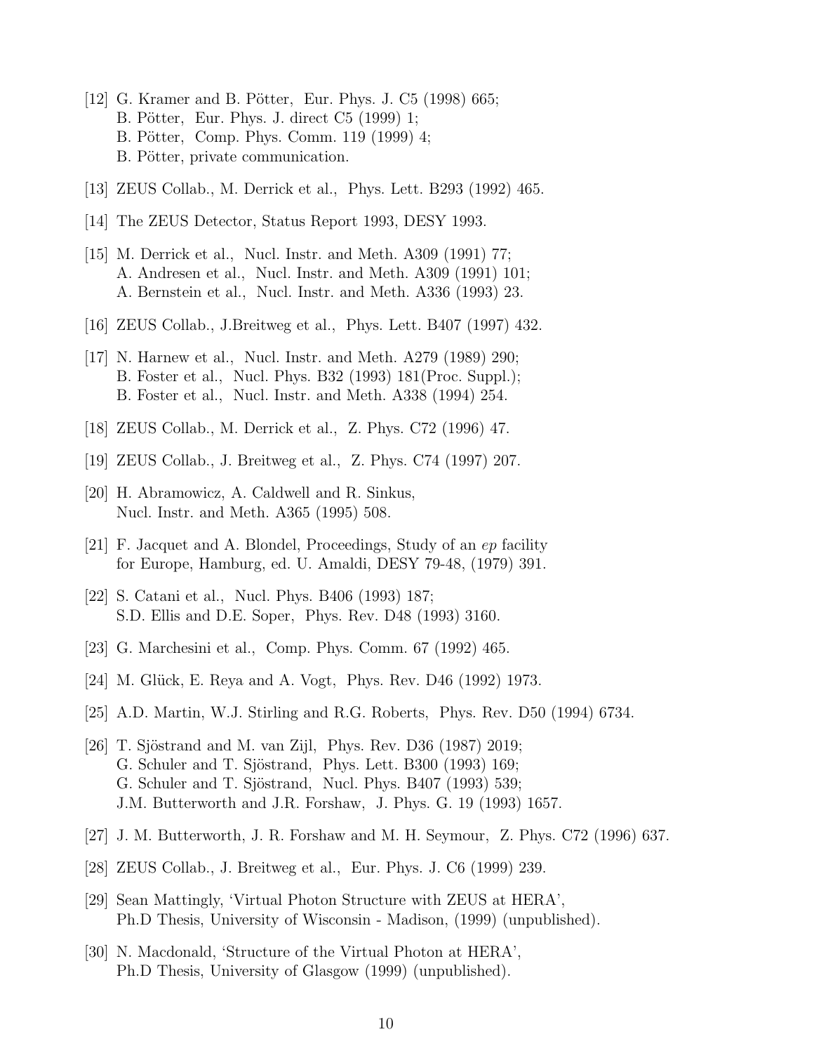[12] G. Kramer and B. Pötter, Eur. Phys. J. C5 (1998) 665;
B. Pötter, Eur. Phys. J. direct C5 (1999) 1;
B. Pötter, Comp. Phys. Comm. 119 (1999) 4;
B. Pötter, private communication.

[13] ZEUS Collab., M. Derrick et al., Phys. Lett. B293 (1992) 465.

[14] The ZEUS Detector, Status Report 1993, DESY 1993.

[15] M. Derrick et al., Nucl. Instr. and Meth. A309 (1991) 77;
A. Andresen et al., Nucl. Instr. and Meth. A309 (1991) 101;
A. Bernstein et al., Nucl. Instr. and Meth. A336 (1993) 23.

[16] ZEUS Collab., J.Breitweg et al., Phys. Lett. B407 (1997) 432.

[17] N. Harnew et al., Nucl. Instr. and Meth. A279 (1989) 290;
B. Foster et al., Nucl. Phys. B32 (1993) 181(Proc. Suppl.);
B. Foster et al., Nucl. Instr. and Meth. A338 (1994) 254.

[18] ZEUS Collab., M. Derrick et al., Z. Phys. C72 (1996) 47.

[19] ZEUS Collab., J. Breitweg et al., Z. Phys. C74 (1997) 207.

[20] H. Abramowicz, A. Caldwell and R. Sinkus,
Nucl. Instr. and Meth. A365 (1995) 508.

[21] F. Jacquet and A. Blondel, Proceedings, Study of an *ep* facility
for Europe, Hamburg, ed. U. Amaldi, DESY 79-48, (1979) 391.

[22] S. Catani et al., Nucl. Phys. B406 (1993) 187;
S.D. Ellis and D.E. Soper, Phys. Rev. D48 (1993) 3160.

[23] G. Marchesini et al., Comp. Phys. Comm. 67 (1992) 465.

[24] M. Glück, E. Reya and A. Vogt, Phys. Rev. D46 (1992) 1973.

[25] A.D. Martin, W.J. Stirling and R.G. Roberts, Phys. Rev. D50 (1994) 6734.

[26] T. Sjöstrand and M. van Zijl, Phys. Rev. D36 (1987) 2019;
G. Schuler and T. Sjöstrand, Phys. Lett. B300 (1993) 169;
G. Schuler and T. Sjöstrand, Nucl. Phys. B407 (1993) 539;
J.M. Butterworth and J.R. Forshaw, J. Phys. G. 19 (1993) 1657.

[27] J. M. Butterworth, J. R. Forshaw and M. H. Seymour, Z. Phys. C72 (1996) 637.

[28] ZEUS Collab., J. Breitweg et al., Eur. Phys. J. C6 (1999) 239.

[29] Sean Mattingly, 'Virtual Photon Structure with ZEUS at HERA',
Ph.D Thesis, University of Wisconsin - Madison, (1999) (unpublished).

[30] N. Macdonald, 'Structure of the Virtual Photon at HERA',
Ph.D Thesis, University of Glasgow (1999) (unpublished).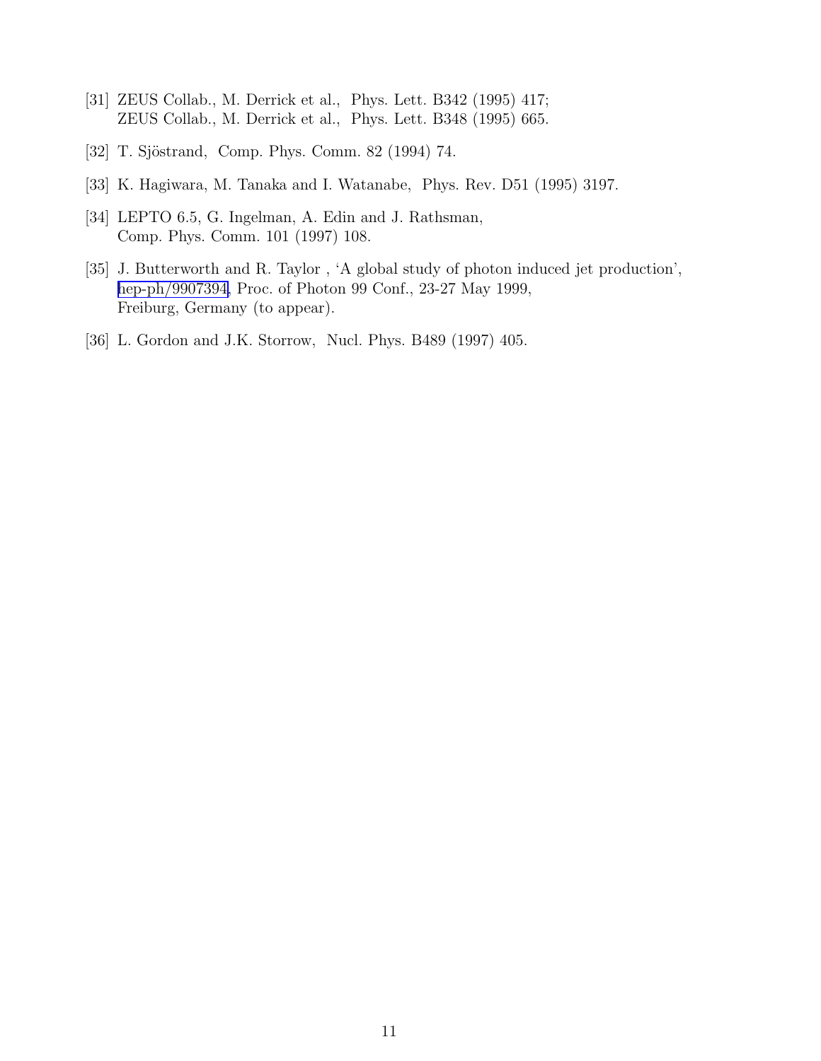[31] ZEUS Collab., M. Derrick et al., Phys. Lett. B342 (1995) 417;
ZEUS Collab., M. Derrick et al., Phys. Lett. B348 (1995) 665.

[32] T. Sjöstrand, Comp. Phys. Comm. 82 (1994) 74.

[33] K. Hagiwara, M. Tanaka and I. Watanabe, Phys. Rev. D51 (1995) 3197.

[34] LEPTO 6.5, G. Ingelman, A. Edin and J. Rathsman,
Comp. Phys. Comm. 101 (1997) 108.

[35] J. Butterworth and R. Taylor , 'A global study of photon induced jet production',
hep-ph/9907394, Proc. of Photon 99 Conf., 23-27 May 1999,
Freiburg, Germany (to appear).

[36] L. Gordon and J.K. Storrow, Nucl. Phys. B489 (1997) 405.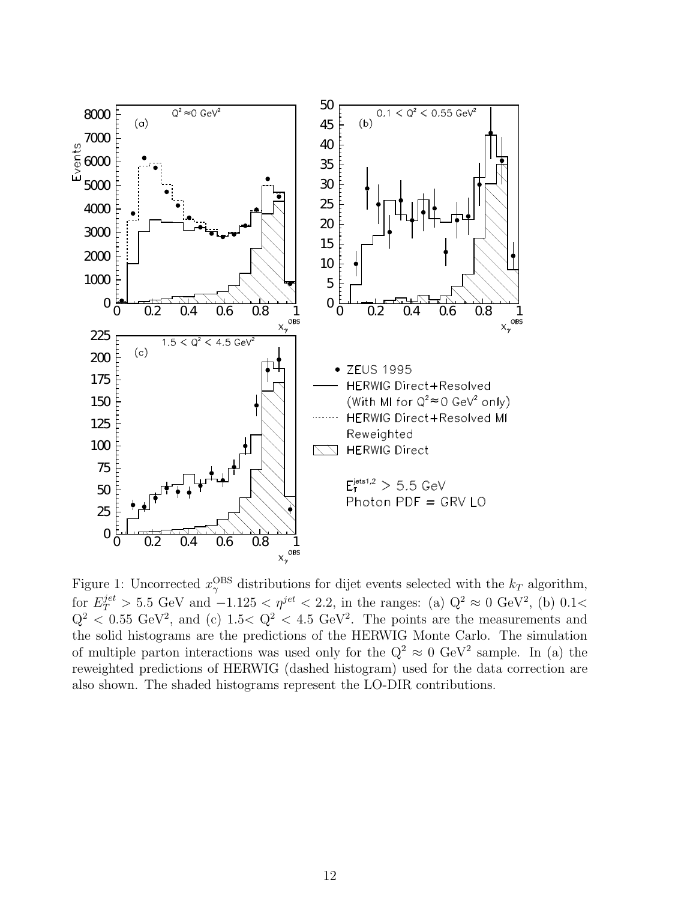Figure 1: Uncorrected $x_\gamma^{\rm OBS}$ distributions for dijet events selected with the $k_T$ algorithm, for $E_T^{jet} > 5.5$ GeV and $-1.125 < \eta^{jet} < 2.2$, in the ranges: (a) $Q^2 \approx 0$ GeV$^2$, (b) $0.1 < Q^2 < 0.55$ GeV$^2$, and (c) $1.5 < Q^2 < 4.5$ GeV$^2$. The points are the measurements and the solid histograms are the predictions of the HERWIG Monte Carlo. The simulation of multiple parton interactions was used only for the $Q^2 \approx 0$ GeV$^2$ sample. In (a) the reweighted predictions of HERWIG (dashed histogram) used for the data correction are also shown. The shaded histograms represent the LO-DIR contributions.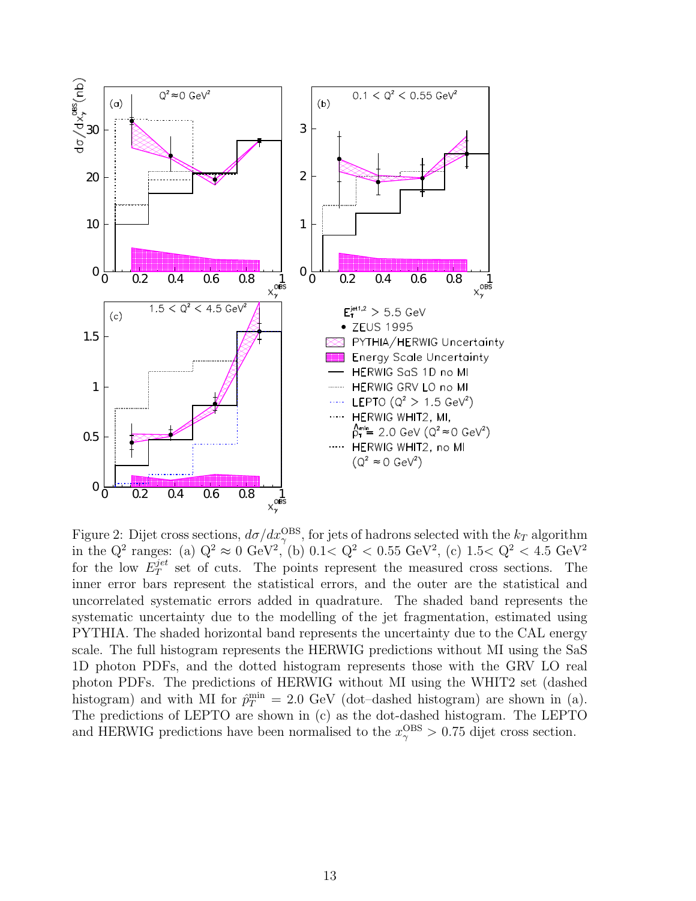Figure 2: Dijet cross sections, $d\sigma/dx_\gamma^{\rm OBS}$, for jets of hadrons selected with the $k_T$ algorithm in the $Q^2$ ranges: (a) $Q^2 \approx 0$ GeV$^2$, (b) $0.1 < Q^2 < 0.55$ GeV$^2$, (c) $1.5 < Q^2 < 4.5$ GeV$^2$ for the low $E_T^{jet}$ set of cuts. The points represent the measured cross sections. The inner error bars represent the statistical errors, and the outer are the statistical and uncorrelated systematic errors added in quadrature. The shaded band represents the systematic uncertainty due to the modelling of the jet fragmentation, estimated using PYTHIA. The shaded horizontal band represents the uncertainty due to the CAL energy scale. The full histogram represents the HERWIG predictions without MI using the SaS 1D photon PDFs, and the dotted histogram represents those with the GRV LO real photon PDFs. The predictions of HERWIG without MI using the WHIT2 set (dashed histogram) and with MI for $\hat{p}_T^{\rm min} = 2.0$ GeV (dot–dashed histogram) are shown in (a). The predictions of LEPTO are shown in (c) as the dot-dashed histogram. The LEPTO and HERWIG predictions have been normalised to the $x_\gamma^{\rm OBS} > 0.75$ dijet cross section.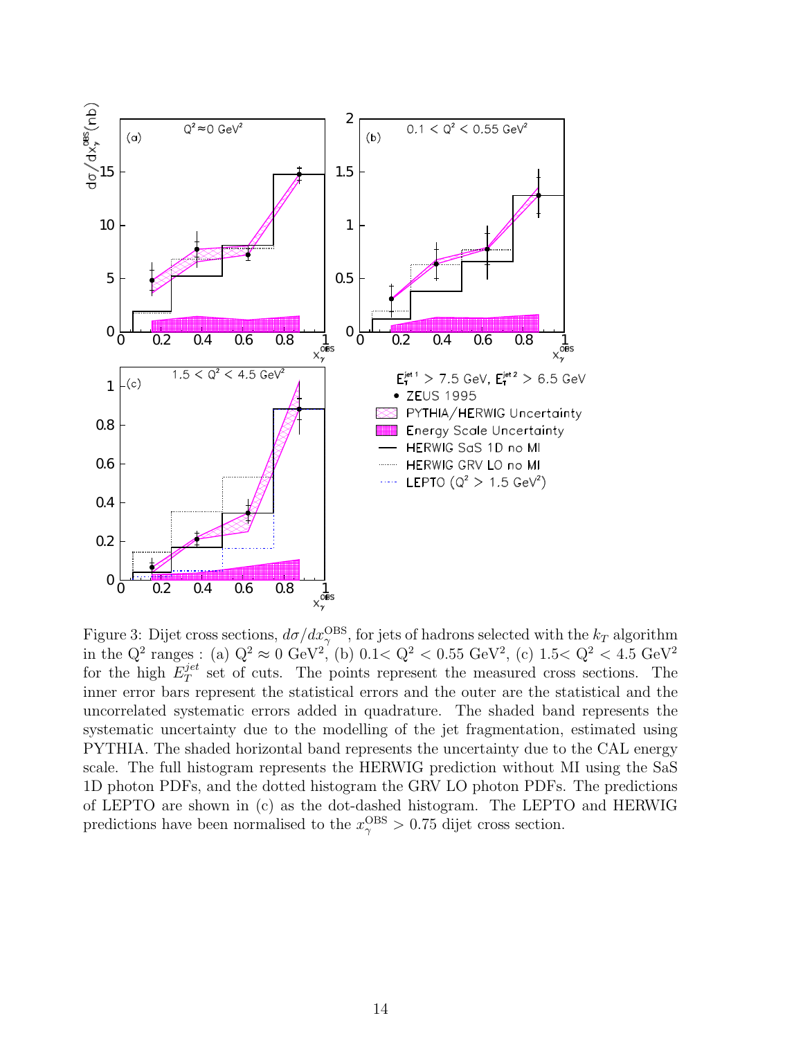Figure 3: Dijet cross sections, $d\sigma/dx_{\gamma}^{\rm OBS}$, for jets of hadrons selected with the $k_T$ algorithm in the $Q^2$ ranges : (a) $Q^2 \approx 0$ GeV$^2$, (b) 0.1< $Q^2$ < 0.55 GeV$^2$, (c) 1.5< $Q^2$ < 4.5 GeV$^2$ for the high $E_T^{jet}$ set of cuts. The points represent the measured cross sections. The inner error bars represent the statistical errors and the outer are the statistical and the uncorrelated systematic errors added in quadrature. The shaded band represents the systematic uncertainty due to the modelling of the jet fragmentation, estimated using PYTHIA. The shaded horizontal band represents the uncertainty due to the CAL energy scale. The full histogram represents the HERWIG prediction without MI using the SaS 1D photon PDFs, and the dotted histogram the GRV LO photon PDFs. The predictions of LEPTO are shown in (c) as the dot-dashed histogram. The LEPTO and HERWIG predictions have been normalised to the $x_{\gamma}^{\rm OBS} > 0.75$ dijet cross section.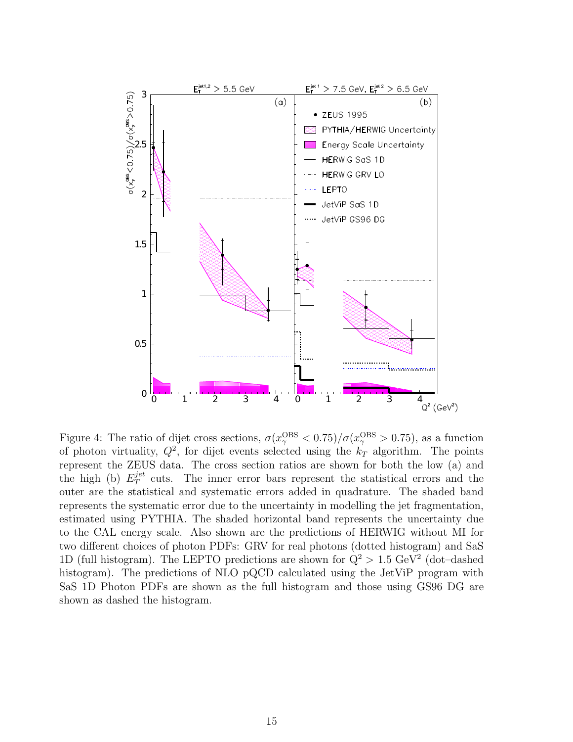$E_T^{jet1,2} > 5.5$ GeV

$E_T^{jet\,1} > 7.5$ GeV, $E_T^{jet\,2} > 6.5$ GeV

(a)

(b)

$\sigma(x_\gamma^{OBS}<0.75)/\sigma(x_\gamma^{OBS}>0.75)$

$Q^2$ (GeV$^2$)

• ZEUS 1995

PYTHIA/HERWIG Uncertainty

Energy Scale Uncertainty

HERWIG SaS 1D

HERWIG GRV LO

LEPTO

JetViP SaS 1D

JetViP GS96 DG

Figure 4: The ratio of dijet cross sections, $\sigma(x_\gamma^{\rm OBS} < 0.75)/\sigma(x_\gamma^{\rm OBS} > 0.75)$, as a function of photon virtuality, $Q^2$, for dijet events selected using the $k_T$ algorithm. The points represent the ZEUS data. The cross section ratios are shown for both the low (a) and the high (b) $E_T^{jet}$ cuts. The inner error bars represent the statistical errors and the outer are the statistical and systematic errors added in quadrature. The shaded band represents the systematic error due to the uncertainty in modelling the jet fragmentation, estimated using PYTHIA. The shaded horizontal band represents the uncertainty due to the CAL energy scale. Also shown are the predictions of HERWIG without MI for two different choices of photon PDFs: GRV for real photons (dotted histogram) and SaS 1D (full histogram). The LEPTO predictions are shown for $Q^2 > 1.5$ GeV$^2$ (dot–dashed histogram). The predictions of NLO pQCD calculated using the JetViP program with SaS 1D Photon PDFs are shown as the full histogram and those using GS96 DG are shown as dashed the histogram.